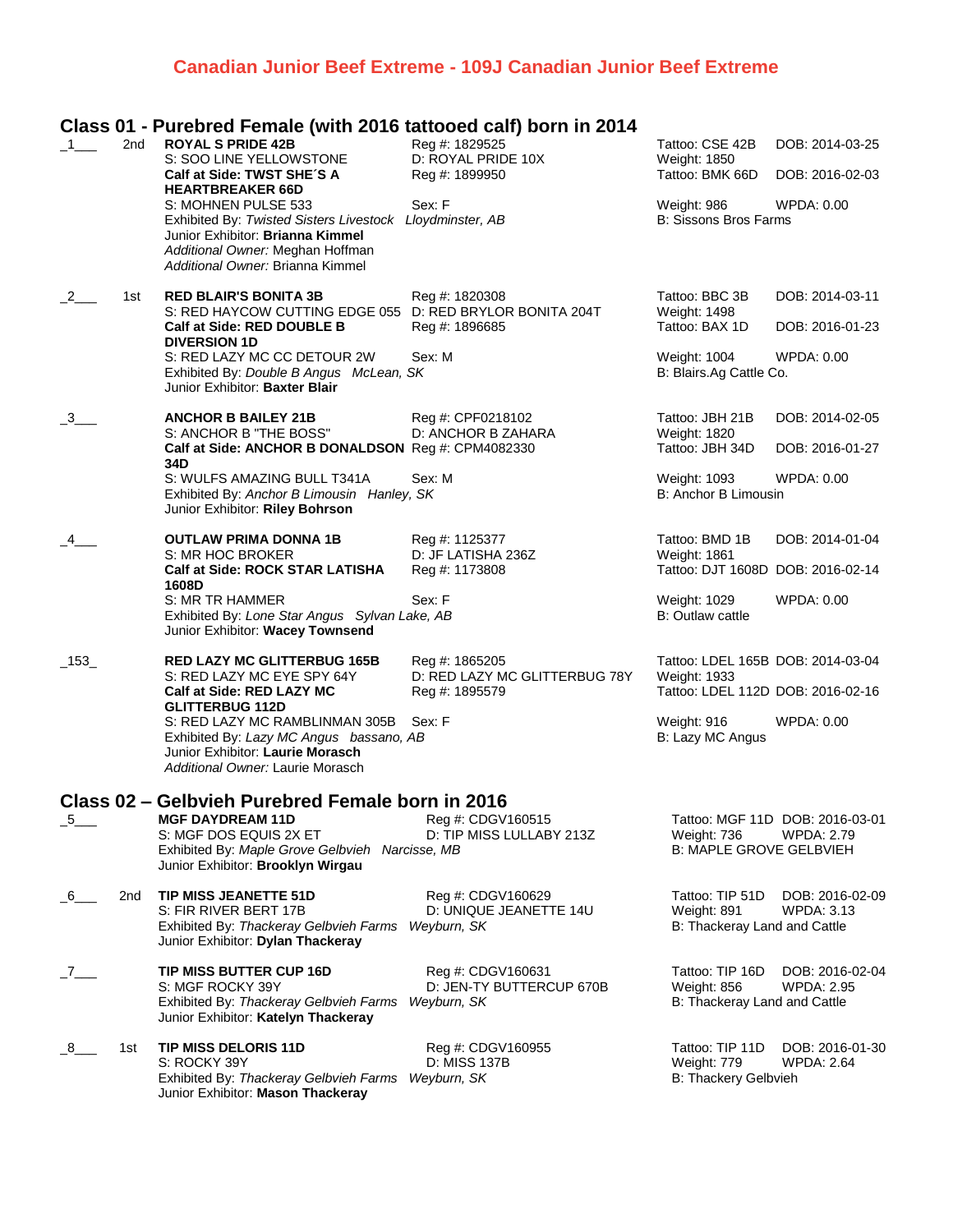# Canadian Junior Beef Extreme - 109J Canadian Junior Beef Extreme

## Class 01 - Purebred Female (with 2016 tattooed calf) born in 2014

_1___ 2nd **ROYAL S PRIDE 42B** Reg #: 1829525 Tattoo: CSE 42B DOB: 2014-03-25
S: SOO LINE YELLOWSTONE D: ROYAL PRIDE 10X Weight: 1850
**Calf at Side: TWST SHE´S A HEARTBREAKER 66D** Reg #: 1899950 Tattoo: BMK 66D DOB: 2016-02-03
S: MOHNEN PULSE 533 Sex: F Weight: 986 WPDA: 0.00
Exhibited By: *Twisted Sisters Livestock Lloydminster, AB* B: Sissons Bros Farms
Junior Exhibitor: **Brianna Kimmel**
*Additional Owner:* Meghan Hoffman
*Additional Owner:* Brianna Kimmel

_2___ 1st **RED BLAIR'S BONITA 3B** Reg #: 1820308 Tattoo: BBC 3B DOB: 2014-03-11
S: RED HAYCOW CUTTING EDGE 055 D: RED BRYLOR BONITA 204T Weight: 1498
**Calf at Side: RED DOUBLE B DIVERSION 1D** Reg #: 1896685 Tattoo: BAX 1D DOB: 2016-01-23
S: RED LAZY MC CC DETOUR 2W Sex: M Weight: 1004 WPDA: 0.00
Exhibited By: *Double B Angus McLean, SK* B: Blairs.Ag Cattle Co.
Junior Exhibitor: **Baxter Blair**

_3___ **ANCHOR B BAILEY 21B** Reg #: CPF0218102 Tattoo: JBH 21B DOB: 2014-02-05
S: ANCHOR B "THE BOSS" D: ANCHOR B ZAHARA Weight: 1820
**Calf at Side: ANCHOR B DONALDSON 34D** Reg #: CPM4082330 Tattoo: JBH 34D DOB: 2016-01-27
S: WULFS AMAZING BULL T341A Sex: M Weight: 1093 WPDA: 0.00
Exhibited By: *Anchor B Limousin Hanley, SK* B: Anchor B Limousin
Junior Exhibitor: **Riley Bohrson**

_4___ **OUTLAW PRIMA DONNA 1B** Reg #: 1125377 Tattoo: BMD 1B DOB: 2014-01-04
S: MR HOC BROKER D: JF LATISHA 236Z Weight: 1861
**Calf at Side: ROCK STAR LATISHA 1608D** Reg #: 1173808 Tattoo: DJT 1608D DOB: 2016-02-14
S: MR TR HAMMER Sex: F Weight: 1029 WPDA: 0.00
Exhibited By: *Lone Star Angus Sylvan Lake, AB* B: Outlaw cattle
Junior Exhibitor: **Wacey Townsend**

_153_ **RED LAZY MC GLITTERBUG 165B** Reg #: 1865205 Tattoo: LDEL 165B DOB: 2014-03-04
S: RED LAZY MC EYE SPY 64Y D: RED LAZY MC GLITTERBUG 78Y Weight: 1933
**Calf at Side: RED LAZY MC GLITTERBUG 112D** Reg #: 1895579 Tattoo: LDEL 112D DOB: 2016-02-16
S: RED LAZY MC RAMBLINMAN 305B Sex: F Weight: 916 WPDA: 0.00
Exhibited By: *Lazy MC Angus bassano, AB* B: Lazy MC Angus
Junior Exhibitor: **Laurie Morasch**
*Additional Owner:* Laurie Morasch

## Class 02 – Gelbvieh Purebred Female born in 2016

_5___ **MGF DAYDREAM 11D** Reg #: CDGV160515 Tattoo: MGF 11D DOB: 2016-03-01
S: MGF DOS EQUIS 2X ET D: TIP MISS LULLABY 213Z Weight: 736 WPDA: 2.79
Exhibited By: *Maple Grove Gelbvieh Narcisse, MB* B: MAPLE GROVE GELBVIEH
Junior Exhibitor: **Brooklyn Wirgau**

_6___ 2nd **TIP MISS JEANETTE 51D** Reg #: CDGV160629 Tattoo: TIP 51D DOB: 2016-02-09
S: FIR RIVER BERT 17B D: UNIQUE JEANETTE 14U Weight: 891 WPDA: 3.13
Exhibited By: *Thackeray Gelbvieh Farms Weyburn, SK* B: Thackeray Land and Cattle
Junior Exhibitor: **Dylan Thackeray**

_7___ **TIP MISS BUTTER CUP 16D** Reg #: CDGV160631 Tattoo: TIP 16D DOB: 2016-02-04
S: MGF ROCKY 39Y D: JEN-TY BUTTERCUP 670B Weight: 856 WPDA: 2.95
Exhibited By: *Thackeray Gelbvieh Farms Weyburn, SK* B: Thackeray Land and Cattle
Junior Exhibitor: **Katelyn Thackeray**

_8___ 1st **TIP MISS DELORIS 11D** Reg #: CDGV160955 Tattoo: TIP 11D DOB: 2016-01-30
S: ROCKY 39Y D: MISS 137B Weight: 779 WPDA: 2.64
Exhibited By: *Thackeray Gelbvieh Farms Weyburn, SK* B: Thackery Gelbvieh
Junior Exhibitor: **Mason Thackeray**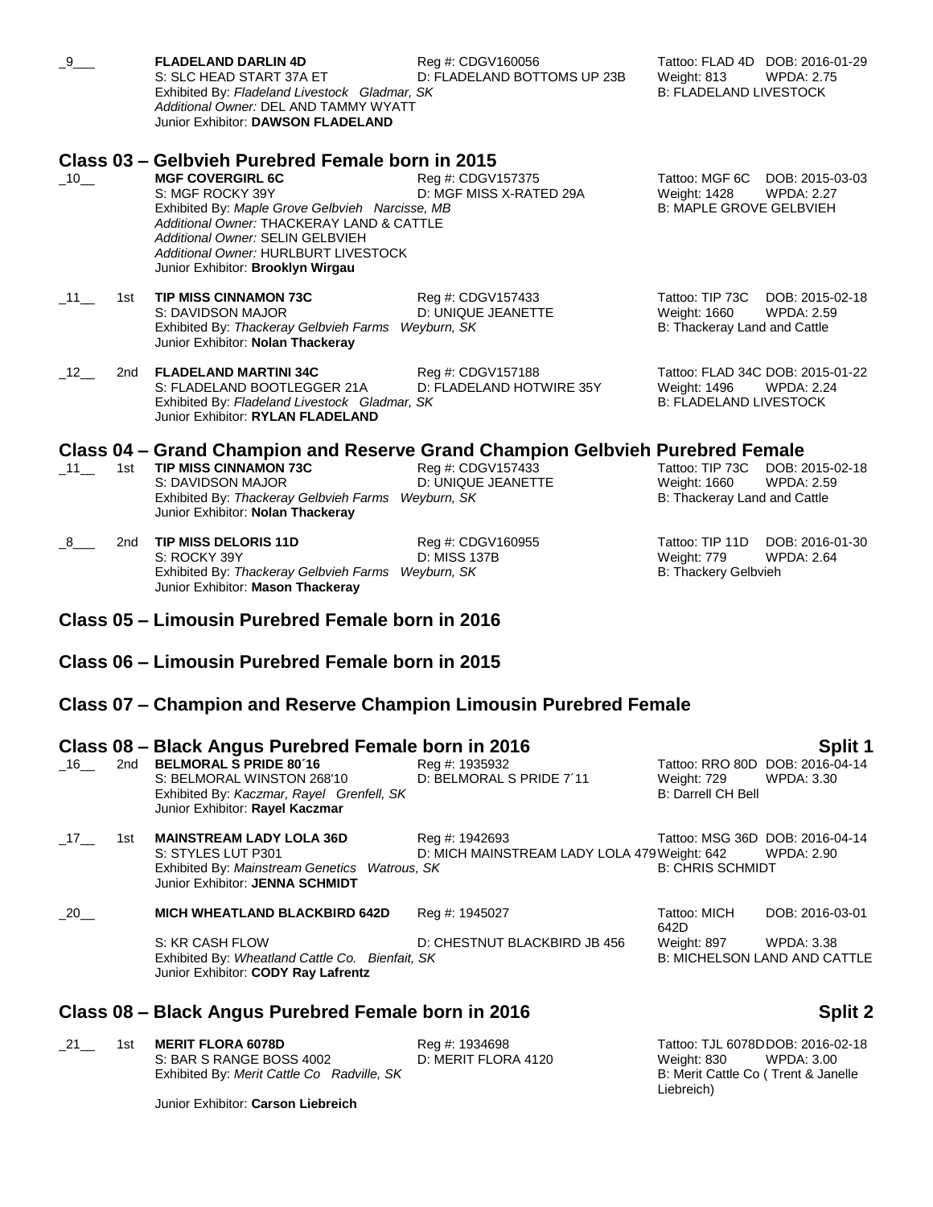_9___ **FLADELAND DARLIN 4D** Reg #: CDGV160056 Tattoo: FLAD 4D DOB: 2016-01-29
S: SLC HEAD START 37A ET D: FLADELAND BOTTOMS UP 23B Weight: 813 WPDA: 2.75
Exhibited By: *Fladeland Livestock Gladmar, SK* B: FLADELAND LIVESTOCK
*Additional Owner:* DEL AND TAMMY WYATT
Junior Exhibitor: **DAWSON FLADELAND**

## Class 03 – Gelbvieh Purebred Female born in 2015

_10__ **MGF COVERGIRL 6C** Reg #: CDGV157375 Tattoo: MGF 6C DOB: 2015-03-03
S: MGF ROCKY 39Y D: MGF MISS X-RATED 29A Weight: 1428 WPDA: 2.27
Exhibited By: *Maple Grove Gelbvieh Narcisse, MB* B: MAPLE GROVE GELBVIEH
*Additional Owner:* THACKERAY LAND & CATTLE
*Additional Owner:* SELIN GELBVIEH
*Additional Owner:* HURLBURT LIVESTOCK
Junior Exhibitor: **Brooklyn Wirgau**

_11__ 1st **TIP MISS CINNAMON 73C** Reg #: CDGV157433 Tattoo: TIP 73C DOB: 2015-02-18
S: DAVIDSON MAJOR D: UNIQUE JEANETTE Weight: 1660 WPDA: 2.59
Exhibited By: *Thackeray Gelbvieh Farms Weyburn, SK* B: Thackeray Land and Cattle
Junior Exhibitor: **Nolan Thackeray**

_12__ 2nd **FLADELAND MARTINI 34C** Reg #: CDGV157188 Tattoo: FLAD 34C DOB: 2015-01-22
S: FLADELAND BOOTLEGGER 21A D: FLADELAND HOTWIRE 35Y Weight: 1496 WPDA: 2.24
Exhibited By: *Fladeland Livestock Gladmar, SK* B: FLADELAND LIVESTOCK
Junior Exhibitor: **RYLAN FLADELAND**

## Class 04 – Grand Champion and Reserve Grand Champion Gelbvieh Purebred Female

_11__ 1st **TIP MISS CINNAMON 73C** Reg #: CDGV157433 Tattoo: TIP 73C DOB: 2015-02-18
S: DAVIDSON MAJOR D: UNIQUE JEANETTE Weight: 1660 WPDA: 2.59
Exhibited By: *Thackeray Gelbvieh Farms Weyburn, SK* B: Thackeray Land and Cattle
Junior Exhibitor: **Nolan Thackeray**

_8___ 2nd **TIP MISS DELORIS 11D** Reg #: CDGV160955 Tattoo: TIP 11D DOB: 2016-01-30
S: ROCKY 39Y D: MISS 137B Weight: 779 WPDA: 2.64
Exhibited By: *Thackeray Gelbvieh Farms Weyburn, SK* B: Thackery Gelbvieh
Junior Exhibitor: **Mason Thackeray**

## Class 05 – Limousin Purebred Female born in 2016

## Class 06 – Limousin Purebred Female born in 2015

## Class 07 – Champion and Reserve Champion Limousin Purebred Female

## Class 08 – Black Angus Purebred Female born in 2016 — Split 1

_16__ 2nd **BELMORAL S PRIDE 80´16** Reg #: 1935932 Tattoo: RRO 80D DOB: 2016-04-14
S: BELMORAL WINSTON 268'10 D: BELMORAL S PRIDE 7´11 Weight: 729 WPDA: 3.30
Exhibited By: *Kaczmar, Rayel Grenfell, SK* B: Darrell CH Bell
Junior Exhibitor: **Rayel Kaczmar**

_17__ 1st **MAINSTREAM LADY LOLA 36D** Reg #: 1942693 Tattoo: MSG 36D DOB: 2016-04-14
S: STYLES LUT P301 D: MICH MAINSTREAM LADY LOLA 479 Weight: 642 WPDA: 2.90
Exhibited By: *Mainstream Genetics Watrous, SK* B: CHRIS SCHMIDT
Junior Exhibitor: **JENNA SCHMIDT**

_20__ **MICH WHEATLAND BLACKBIRD 642D** Reg #: 1945027 Tattoo: MICH 642D DOB: 2016-03-01
S: KR CASH FLOW D: CHESTNUT BLACKBIRD JB 456 Weight: 897 WPDA: 3.38
Exhibited By: *Wheatland Cattle Co. Bienfait, SK* B: MICHELSON LAND AND CATTLE
Junior Exhibitor: **CODY Ray Lafrentz**

## Class 08 – Black Angus Purebred Female born in 2016 — Split 2

_21__ 1st **MERIT FLORA 6078D** Reg #: 1934698 Tattoo: TJL 6078D DOB: 2016-02-18
S: BAR S RANGE BOSS 4002 D: MERIT FLORA 4120 Weight: 830 WPDA: 3.00
Exhibited By: *Merit Cattle Co Radville, SK* B: Merit Cattle Co ( Trent & Janelle Liebreich)
Junior Exhibitor: **Carson Liebreich**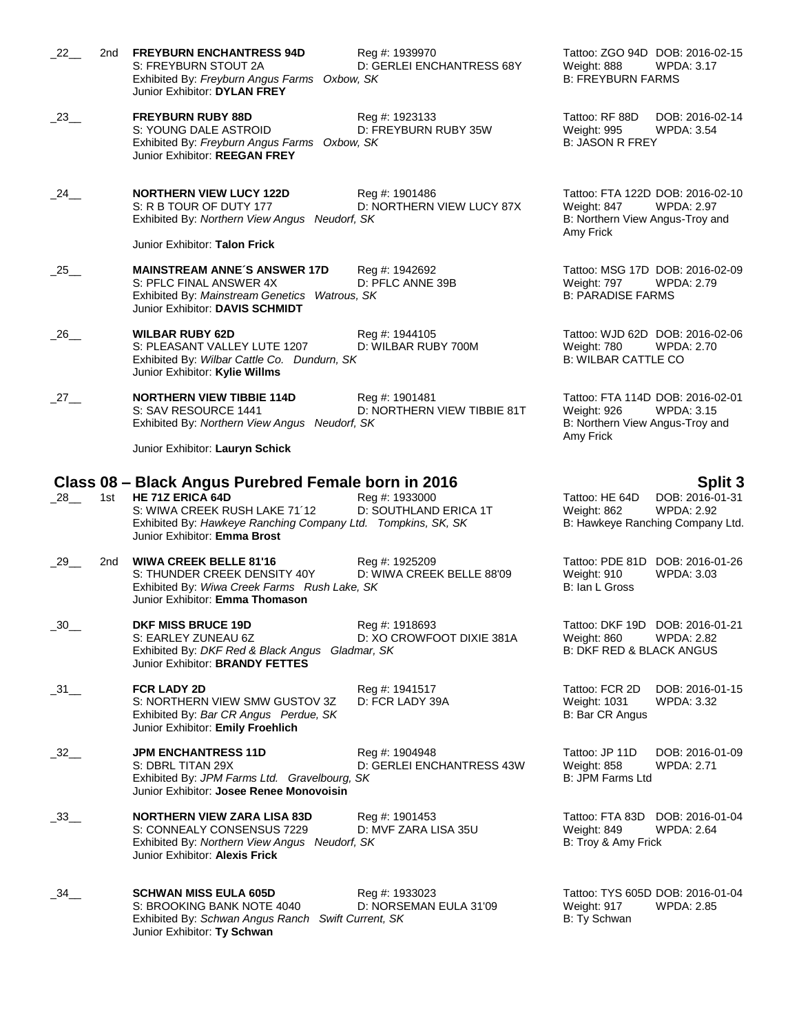_22__ 2nd **FREYBURN ENCHANTRESS 94D** Reg #: 1939970 Tattoo: ZGO 94D DOB: 2016-02-15
S: FREYBURN STOUT 2A D: GERLEI ENCHANTRESS 68Y Weight: 888 WPDA: 3.17
Exhibited By: *Freyburn Angus Farms Oxbow, SK* B: FREYBURN FARMS
Junior Exhibitor: **DYLAN FREY**

_23__ **FREYBURN RUBY 88D** Reg #: 1923133 Tattoo: RF 88D DOB: 2016-02-14
S: YOUNG DALE ASTROID D: FREYBURN RUBY 35W Weight: 995 WPDA: 3.54
Exhibited By: *Freyburn Angus Farms Oxbow, SK* B: JASON R FREY
Junior Exhibitor: **REEGAN FREY**

_24__ **NORTHERN VIEW LUCY 122D** Reg #: 1901486 Tattoo: FTA 122D DOB: 2016-02-10
S: R B TOUR OF DUTY 177 D: NORTHERN VIEW LUCY 87X Weight: 847 WPDA: 2.97
Exhibited By: *Northern View Angus Neudorf, SK* B: Northern View Angus-Troy and Amy Frick
Junior Exhibitor: **Talon Frick**

_25__ **MAINSTREAM ANNE´S ANSWER 17D** Reg #: 1942692 Tattoo: MSG 17D DOB: 2016-02-09
S: PFLC FINAL ANSWER 4X D: PFLC ANNE 39B Weight: 797 WPDA: 2.79
Exhibited By: *Mainstream Genetics Watrous, SK* B: PARADISE FARMS
Junior Exhibitor: **DAVIS SCHMIDT**

_26__ **WILBAR RUBY 62D** Reg #: 1944105 Tattoo: WJD 62D DOB: 2016-02-06
S: PLEASANT VALLEY LUTE 1207 D: WILBAR RUBY 700M Weight: 780 WPDA: 2.70
Exhibited By: *Wilbar Cattle Co. Dundurn, SK* B: WILBAR CATTLE CO
Junior Exhibitor: **Kylie Willms**

_27__ **NORTHERN VIEW TIBBIE 114D** Reg #: 1901481 Tattoo: FTA 114D DOB: 2016-02-01
S: SAV RESOURCE 1441 D: NORTHERN VIEW TIBBIE 81T Weight: 926 WPDA: 3.15
Exhibited By: *Northern View Angus Neudorf, SK* B: Northern View Angus-Troy and Amy Frick
Junior Exhibitor: **Lauryn Schick**

## Class 08 – Black Angus Purebred Female born in 2016 — Split 3

_28__ 1st **HE 71Z ERICA 64D** Reg #: 1933000 Tattoo: HE 64D DOB: 2016-01-31
S: WIWA CREEK RUSH LAKE 71´12 D: SOUTHLAND ERICA 1T Weight: 862 WPDA: 2.92
Exhibited By: *Hawkeye Ranching Company Ltd. Tompkins, SK, SK* B: Hawkeye Ranching Company Ltd.
Junior Exhibitor: **Emma Brost**

_29__ 2nd **WIWA CREEK BELLE 81'16** Reg #: 1925209 Tattoo: PDE 81D DOB: 2016-01-26
S: THUNDER CREEK DENSITY 40Y D: WIWA CREEK BELLE 88'09 Weight: 910 WPDA: 3.03
Exhibited By: *Wiwa Creek Farms Rush Lake, SK* B: Ian L Gross
Junior Exhibitor: **Emma Thomason**

_30__ **DKF MISS BRUCE 19D** Reg #: 1918693 Tattoo: DKF 19D DOB: 2016-01-21
S: EARLEY ZUNEAU 6Z D: XO CROWFOOT DIXIE 381A Weight: 860 WPDA: 2.82
Exhibited By: *DKF Red & Black Angus Gladmar, SK* B: DKF RED & BLACK ANGUS
Junior Exhibitor: **BRANDY FETTES**

_31__ **FCR LADY 2D** Reg #: 1941517 Tattoo: FCR 2D DOB: 2016-01-15
S: NORTHERN VIEW SMW GUSTOV 3Z D: FCR LADY 39A Weight: 1031 WPDA: 3.32
Exhibited By: *Bar CR Angus Perdue, SK* B: Bar CR Angus
Junior Exhibitor: **Emily Froehlich**

_32__ **JPM ENCHANTRESS 11D** Reg #: 1904948 Tattoo: JP 11D DOB: 2016-01-09
S: DBRL TITAN 29X D: GERLEI ENCHANTRESS 43W Weight: 858 WPDA: 2.71
Exhibited By: *JPM Farms Ltd. Gravelbourg, SK* B: JPM Farms Ltd
Junior Exhibitor: **Josee Renee Monovoisin**

_33__ **NORTHERN VIEW ZARA LISA 83D** Reg #: 1901453 Tattoo: FTA 83D DOB: 2016-01-04
S: CONNEALY CONSENSUS 7229 D: MVF ZARA LISA 35U Weight: 849 WPDA: 2.64
Exhibited By: *Northern View Angus Neudorf, SK* B: Troy & Amy Frick
Junior Exhibitor: **Alexis Frick**

_34__ **SCHWAN MISS EULA 605D** Reg #: 1933023 Tattoo: TYS 605D DOB: 2016-01-04
S: BROOKING BANK NOTE 4040 D: NORSEMAN EULA 31'09 Weight: 917 WPDA: 2.85
Exhibited By: *Schwan Angus Ranch Swift Current, SK* B: Ty Schwan
Junior Exhibitor: **Ty Schwan**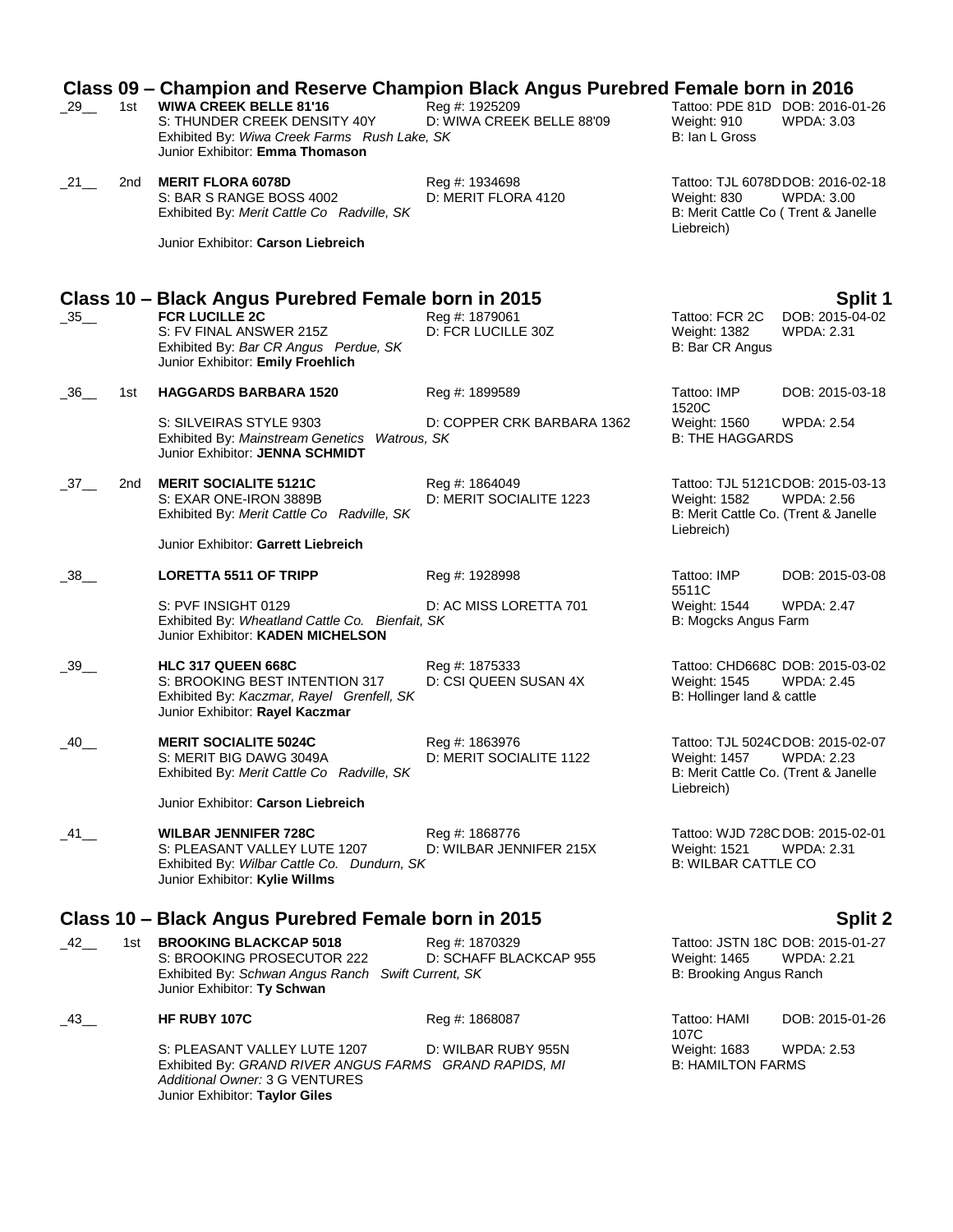## Class 09 – Champion and Reserve Champion Black Angus Purebred Female born in 2016

_29__ 1st **WIWA CREEK BELLE 81'16** Reg #: 1925209 Tattoo: PDE 81D DOB: 2016-01-26
S: THUNDER CREEK DENSITY 40Y D: WIWA CREEK BELLE 88'09 Weight: 910 WPDA: 3.03
Exhibited By: *Wiwa Creek Farms Rush Lake, SK* B: Ian L Gross
Junior Exhibitor: **Emma Thomason**

_21__ 2nd **MERIT FLORA 6078D** Reg #: 1934698 Tattoo: TJL 6078D DOB: 2016-02-18
S: BAR S RANGE BOSS 4002 D: MERIT FLORA 4120 Weight: 830 WPDA: 3.00
Exhibited By: *Merit Cattle Co Radville, SK* B: Merit Cattle Co ( Trent & Janelle Liebreich)
Junior Exhibitor: **Carson Liebreich**

## Class 10 – Black Angus Purebred Female born in 2015 — Split 1

_35__ **FCR LUCILLE 2C** Reg #: 1879061 Tattoo: FCR 2C DOB: 2015-04-02
S: FV FINAL ANSWER 215Z D: FCR LUCILLE 30Z Weight: 1382 WPDA: 2.31
Exhibited By: *Bar CR Angus Perdue, SK* B: Bar CR Angus
Junior Exhibitor: **Emily Froehlich**

_36__ 1st **HAGGARDS BARBARA 1520** Reg #: 1899589 Tattoo: IMP 1520C DOB: 2015-03-18
S: SILVEIRAS STYLE 9303 D: COPPER CRK BARBARA 1362 Weight: 1560 WPDA: 2.54
Exhibited By: *Mainstream Genetics Watrous, SK* B: THE HAGGARDS
Junior Exhibitor: **JENNA SCHMIDT**

_37__ 2nd **MERIT SOCIALITE 5121C** Reg #: 1864049 Tattoo: TJL 5121C DOB: 2015-03-13
S: EXAR ONE-IRON 3889B D: MERIT SOCIALITE 1223 Weight: 1582 WPDA: 2.56
Exhibited By: *Merit Cattle Co Radville, SK* B: Merit Cattle Co. (Trent & Janelle Liebreich)
Junior Exhibitor: **Garrett Liebreich**

_38__ **LORETTA 5511 OF TRIPP** Reg #: 1928998 Tattoo: IMP 5511C DOB: 2015-03-08
S: PVF INSIGHT 0129 D: AC MISS LORETTA 701 Weight: 1544 WPDA: 2.47
Exhibited By: *Wheatland Cattle Co. Bienfait, SK* B: Mogcks Angus Farm
Junior Exhibitor: **KADEN MICHELSON**

_39__ **HLC 317 QUEEN 668C** Reg #: 1875333 Tattoo: CHD668C DOB: 2015-03-02
S: BROOKING BEST INTENTION 317 D: CSI QUEEN SUSAN 4X Weight: 1545 WPDA: 2.45
Exhibited By: *Kaczmar, Rayel Grenfell, SK* B: Hollinger land & cattle
Junior Exhibitor: **Rayel Kaczmar**

_40__ **MERIT SOCIALITE 5024C** Reg #: 1863976 Tattoo: TJL 5024C DOB: 2015-02-07
S: MERIT BIG DAWG 3049A D: MERIT SOCIALITE 1122 Weight: 1457 WPDA: 2.23
Exhibited By: *Merit Cattle Co Radville, SK* B: Merit Cattle Co. (Trent & Janelle Liebreich)
Junior Exhibitor: **Carson Liebreich**

_41__ **WILBAR JENNIFER 728C** Reg #: 1868776 Tattoo: WJD 728C DOB: 2015-02-01
S: PLEASANT VALLEY LUTE 1207 D: WILBAR JENNIFER 215X Weight: 1521 WPDA: 2.31
Exhibited By: *Wilbar Cattle Co. Dundurn, SK* B: WILBAR CATTLE CO
Junior Exhibitor: **Kylie Willms**

## Class 10 – Black Angus Purebred Female born in 2015 — Split 2

_42__ 1st **BROOKING BLACKCAP 5018** Reg #: 1870329 Tattoo: JSTN 18C DOB: 2015-01-27
S: BROOKING PROSECUTOR 222 D: SCHAFF BLACKCAP 955 Weight: 1465 WPDA: 2.21
Exhibited By: *Schwan Angus Ranch Swift Current, SK* B: Brooking Angus Ranch
Junior Exhibitor: **Ty Schwan**

_43__ **HF RUBY 107C** Reg #: 1868087 Tattoo: HAMI 107C DOB: 2015-01-26
S: PLEASANT VALLEY LUTE 1207 D: WILBAR RUBY 955N Weight: 1683 WPDA: 2.53
Exhibited By: *GRAND RIVER ANGUS FARMS GRAND RAPIDS, MI* B: HAMILTON FARMS
*Additional Owner:* 3 G VENTURES
Junior Exhibitor: **Taylor Giles**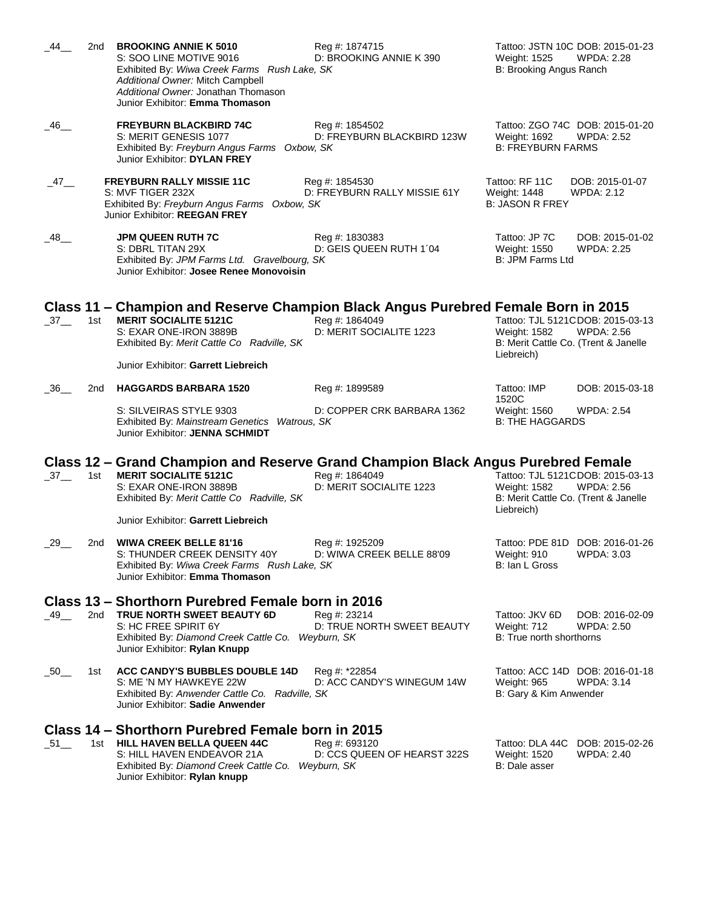_44__ 2nd **BROOKING ANNIE K 5010** Reg #: 1874715 Tattoo: JSTN 10C DOB: 2015-01-23
S: SOO LINE MOTIVE 9016 D: BROOKING ANNIE K 390 Weight: 1525 WPDA: 2.28
Exhibited By: *Wiwa Creek Farms Rush Lake, SK* B: Brooking Angus Ranch
*Additional Owner:* Mitch Campbell
*Additional Owner:* Jonathan Thomason
Junior Exhibitor: **Emma Thomason**

_46__ **FREYBURN BLACKBIRD 74C** Reg #: 1854502 Tattoo: ZGO 74C DOB: 2015-01-20
S: MERIT GENESIS 1077 D: FREYBURN BLACKBIRD 123W Weight: 1692 WPDA: 2.52
Exhibited By: *Freyburn Angus Farms Oxbow, SK* B: FREYBURN FARMS
Junior Exhibitor: **DYLAN FREY**

_47__ **FREYBURN RALLY MISSIE 11C** Reg #: 1854530 Tattoo: RF 11C DOB: 2015-01-07
S: MVF TIGER 232X D: FREYBURN RALLY MISSIE 61Y Weight: 1448 WPDA: 2.12
Exhibited By: *Freyburn Angus Farms Oxbow, SK* B: JASON R FREY
Junior Exhibitor: **REEGAN FREY**

_48__ **JPM QUEEN RUTH 7C** Reg #: 1830383 Tattoo: JP 7C DOB: 2015-01-02
S: DBRL TITAN 29X D: GEIS QUEEN RUTH 1´04 Weight: 1550 WPDA: 2.25
Exhibited By: *JPM Farms Ltd. Gravelbourg, SK* B: JPM Farms Ltd
Junior Exhibitor: **Josee Renee Monovoisin**

## Class 11 – Champion and Reserve Champion Black Angus Purebred Female Born in 2015

_37__ 1st **MERIT SOCIALITE 5121C** Reg #: 1864049 Tattoo: TJL 5121C DOB: 2015-03-13
S: EXAR ONE-IRON 3889B D: MERIT SOCIALITE 1223 Weight: 1582 WPDA: 2.56
Exhibited By: *Merit Cattle Co Radville, SK* B: Merit Cattle Co. (Trent & Janelle Liebreich)
Junior Exhibitor: **Garrett Liebreich**

_36__ 2nd **HAGGARDS BARBARA 1520** Reg #: 1899589 Tattoo: IMP 1520C DOB: 2015-03-18
S: SILVEIRAS STYLE 9303 D: COPPER CRK BARBARA 1362 Weight: 1560 WPDA: 2.54
Exhibited By: *Mainstream Genetics Watrous, SK* B: THE HAGGARDS
Junior Exhibitor: **JENNA SCHMIDT**

## Class 12 – Grand Champion and Reserve Grand Champion Black Angus Purebred Female

_37__ 1st **MERIT SOCIALITE 5121C** Reg #: 1864049 Tattoo: TJL 5121C DOB: 2015-03-13
S: EXAR ONE-IRON 3889B D: MERIT SOCIALITE 1223 Weight: 1582 WPDA: 2.56
Exhibited By: *Merit Cattle Co Radville, SK* B: Merit Cattle Co. (Trent & Janelle Liebreich)
Junior Exhibitor: **Garrett Liebreich**

_29__ 2nd **WIWA CREEK BELLE 81'16** Reg #: 1925209 Tattoo: PDE 81D DOB: 2016-01-26
S: THUNDER CREEK DENSITY 40Y D: WIWA CREEK BELLE 88'09 Weight: 910 WPDA: 3.03
Exhibited By: *Wiwa Creek Farms Rush Lake, SK* B: Ian L Gross
Junior Exhibitor: **Emma Thomason**

## Class 13 – Shorthorn Purebred Female born in 2016

_49__ 2nd **TRUE NORTH SWEET BEAUTY 6D** Reg #: 23214 Tattoo: JKV 6D DOB: 2016-02-09
S: HC FREE SPIRIT 6Y D: TRUE NORTH SWEET BEAUTY Weight: 712 WPDA: 2.50
Exhibited By: *Diamond Creek Cattle Co. Weyburn, SK* B: True north shorthorns
Junior Exhibitor: **Rylan Knupp**

_50__ 1st **ACC CANDY'S BUBBLES DOUBLE 14D** Reg #: *22854 Tattoo: ACC 14D DOB: 2016-01-18
S: ME 'N MY HAWKEYE 22W D: ACC CANDY'S WINEGUM 14W Weight: 965 WPDA: 3.14
Exhibited By: *Anwender Cattle Co. Radville, SK* B: Gary & Kim Anwender
Junior Exhibitor: **Sadie Anwender**

## Class 14 – Shorthorn Purebred Female born in 2015

_51__ 1st **HILL HAVEN BELLA QUEEN 44C** Reg #: 693120 Tattoo: DLA 44C DOB: 2015-02-26
S: HILL HAVEN ENDEAVOR 21A D: CCS QUEEN OF HEARST 322S Weight: 1520 WPDA: 2.40
Exhibited By: *Diamond Creek Cattle Co. Weyburn, SK* B: Dale asser
Junior Exhibitor: **Rylan knupp**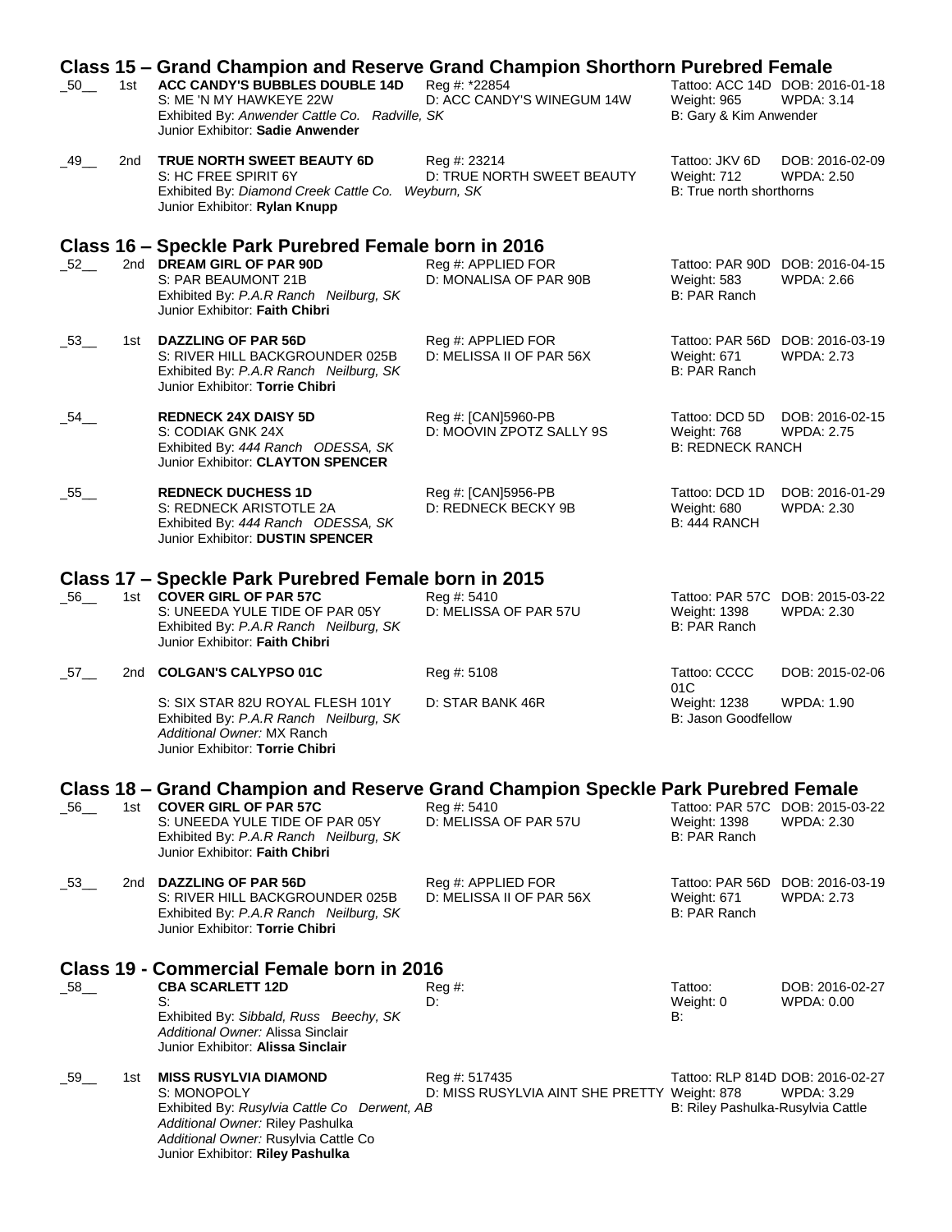## Class 15 – Grand Champion and Reserve Grand Champion Shorthorn Purebred Female

_50__ 1st **ACC CANDY'S BUBBLES DOUBLE 14D** Reg #: *22854 Tattoo: ACC 14D DOB: 2016-01-18
S: ME 'N MY HAWKEYE 22W D: ACC CANDY'S WINEGUM 14W Weight: 965 WPDA: 3.14
Exhibited By: *Anwender Cattle Co. Radville, SK* B: Gary & Kim Anwender
Junior Exhibitor: **Sadie Anwender**

_49__ 2nd **TRUE NORTH SWEET BEAUTY 6D** Reg #: 23214 Tattoo: JKV 6D DOB: 2016-02-09
S: HC FREE SPIRIT 6Y D: TRUE NORTH SWEET BEAUTY Weight: 712 WPDA: 2.50
Exhibited By: *Diamond Creek Cattle Co. Weyburn, SK* B: True north shorthorns
Junior Exhibitor: **Rylan Knupp**

## Class 16 – Speckle Park Purebred Female born in 2016

_52__ 2nd **DREAM GIRL OF PAR 90D** Reg #: APPLIED FOR Tattoo: PAR 90D DOB: 2016-04-15
S: PAR BEAUMONT 21B D: MONALISA OF PAR 90B Weight: 583 WPDA: 2.66
Exhibited By: *P.A.R Ranch Neilburg, SK* B: PAR Ranch
Junior Exhibitor: **Faith Chibri**

_53__ 1st **DAZZLING OF PAR 56D** Reg #: APPLIED FOR Tattoo: PAR 56D DOB: 2016-03-19
S: RIVER HILL BACKGROUNDER 025B D: MELISSA II OF PAR 56X Weight: 671 WPDA: 2.73
Exhibited By: *P.A.R Ranch Neilburg, SK* B: PAR Ranch
Junior Exhibitor: **Torrie Chibri**

_54__ **REDNECK 24X DAISY 5D** Reg #: [CAN]5960-PB Tattoo: DCD 5D DOB: 2016-02-15
S: CODIAK GNK 24X D: MOOVIN ZPOTZ SALLY 9S Weight: 768 WPDA: 2.75
Exhibited By: *444 Ranch ODESSA, SK* B: REDNECK RANCH
Junior Exhibitor: **CLAYTON SPENCER**

_55__ **REDNECK DUCHESS 1D** Reg #: [CAN]5956-PB Tattoo: DCD 1D DOB: 2016-01-29
S: REDNECK ARISTOTLE 2A D: REDNECK BECKY 9B Weight: 680 WPDA: 2.30
Exhibited By: *444 Ranch ODESSA, SK* B: 444 RANCH
Junior Exhibitor: **DUSTIN SPENCER**

## Class 17 – Speckle Park Purebred Female born in 2015

_56__ 1st **COVER GIRL OF PAR 57C** Reg #: 5410 Tattoo: PAR 57C DOB: 2015-03-22
S: UNEEDA YULE TIDE OF PAR 05Y D: MELISSA OF PAR 57U Weight: 1398 WPDA: 2.30
Exhibited By: *P.A.R Ranch Neilburg, SK* B: PAR Ranch
Junior Exhibitor: **Faith Chibri**

_57__ 2nd **COLGAN'S CALYPSO 01C** Reg #: 5108 Tattoo: CCCC 01C DOB: 2015-02-06
S: SIX STAR 82U ROYAL FLESH 101Y D: STAR BANK 46R Weight: 1238 WPDA: 1.90
Exhibited By: *P.A.R Ranch Neilburg, SK* B: Jason Goodfellow
*Additional Owner:* MX Ranch
Junior Exhibitor: **Torrie Chibri**

## Class 18 – Grand Champion and Reserve Grand Champion Speckle Park Purebred Female

_56__ 1st **COVER GIRL OF PAR 57C** Reg #: 5410 Tattoo: PAR 57C DOB: 2015-03-22
S: UNEEDA YULE TIDE OF PAR 05Y D: MELISSA OF PAR 57U Weight: 1398 WPDA: 2.30
Exhibited By: *P.A.R Ranch Neilburg, SK* B: PAR Ranch
Junior Exhibitor: **Faith Chibri**

_53__ 2nd **DAZZLING OF PAR 56D** Reg #: APPLIED FOR Tattoo: PAR 56D DOB: 2016-03-19
S: RIVER HILL BACKGROUNDER 025B D: MELISSA II OF PAR 56X Weight: 671 WPDA: 2.73
Exhibited By: *P.A.R Ranch Neilburg, SK* B: PAR Ranch
Junior Exhibitor: **Torrie Chibri**

## Class 19 - Commercial Female born in 2016

_58__ **CBA SCARLETT 12D** Reg #: Tattoo: DOB: 2016-02-27
S: D: Weight: 0 WPDA: 0.00
Exhibited By: *Sibbald, Russ Beechy, SK* B:
*Additional Owner:* Alissa Sinclair
Junior Exhibitor: **Alissa Sinclair**

_59__ 1st **MISS RUSYLVIA DIAMOND** Reg #: 517435 Tattoo: RLP 814D DOB: 2016-02-27
S: MONOPOLY D: MISS RUSYLVIA AINT SHE PRETTY Weight: 878 WPDA: 3.29
Exhibited By: *Rusylvia Cattle Co Derwent, AB* B: Riley Pashulka-Rusylvia Cattle
*Additional Owner:* Riley Pashulka
*Additional Owner:* Rusylvia Cattle Co
Junior Exhibitor: **Riley Pashulka**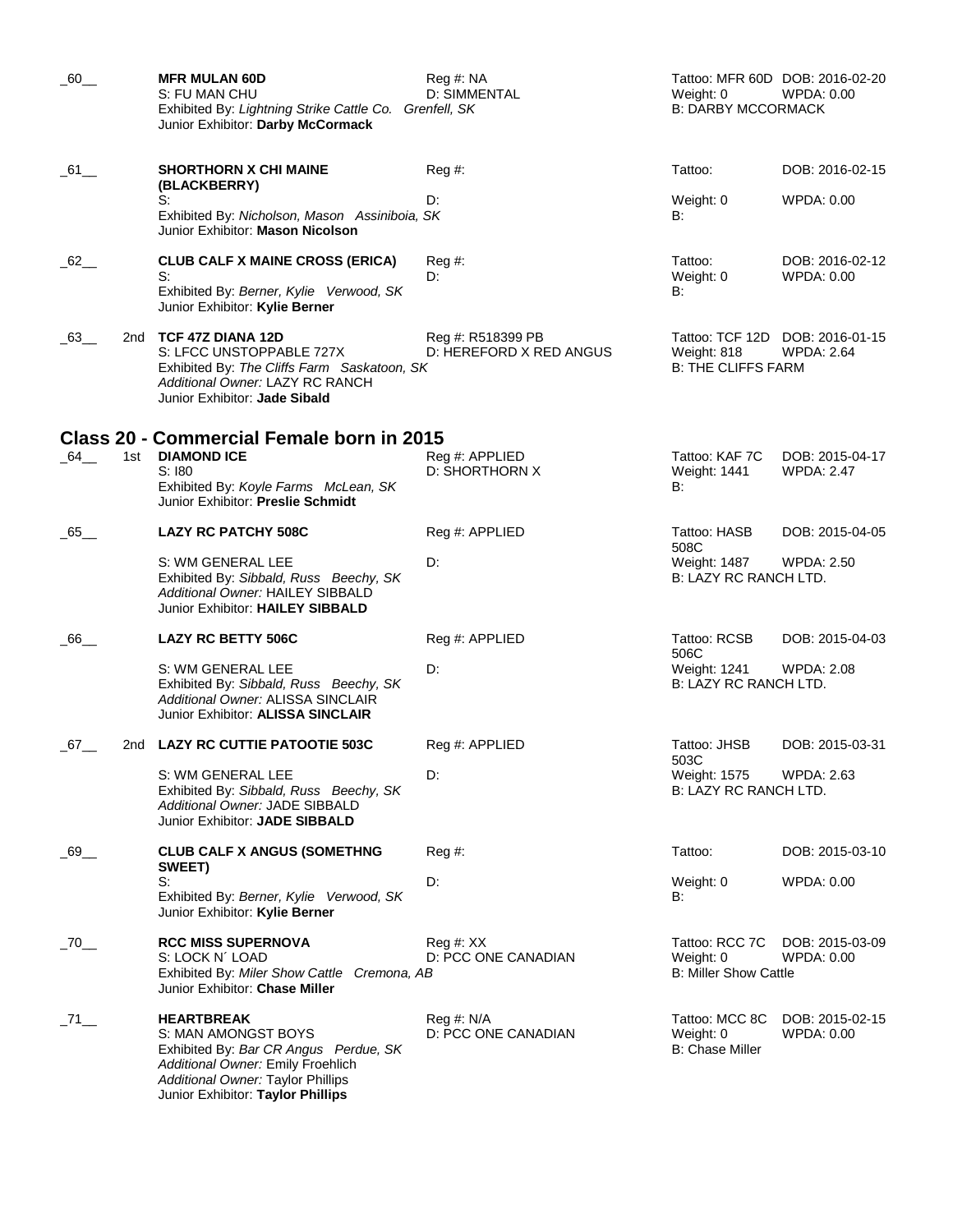_60__ **MFR MULAN 60D** Reg #: NA Tattoo: MFR 60D DOB: 2016-02-20
S: FU MAN CHU D: SIMMENTAL Weight: 0 WPDA: 0.00
Exhibited By: *Lightning Strike Cattle Co. Grenfell, SK* B: DARBY MCCORMACK
Junior Exhibitor: **Darby McCormack**

_61__ **SHORTHORN X CHI MAINE (BLACKBERRY)** Reg #: Tattoo: DOB: 2016-02-15
S: D: Weight: 0 WPDA: 0.00
Exhibited By: *Nicholson, Mason Assiniboia, SK* B:
Junior Exhibitor: **Mason Nicolson**

_62__ **CLUB CALF X MAINE CROSS (ERICA)** Reg #: Tattoo: DOB: 2016-02-12
S: D: Weight: 0 WPDA: 0.00
Exhibited By: *Berner, Kylie Verwood, SK* B:
Junior Exhibitor: **Kylie Berner**

_63__ 2nd **TCF 47Z DIANA 12D** Reg #: R518399 PB Tattoo: TCF 12D DOB: 2016-01-15
S: LFCC UNSTOPPABLE 727X D: HEREFORD X RED ANGUS Weight: 818 WPDA: 2.64
Exhibited By: *The Cliffs Farm Saskatoon, SK* B: THE CLIFFS FARM
*Additional Owner:* LAZY RC RANCH
Junior Exhibitor: **Jade Sibald**

## Class 20 - Commercial Female born in 2015

_64__ 1st **DIAMOND ICE** Reg #: APPLIED Tattoo: KAF 7C DOB: 2015-04-17
S: I80 D: SHORTHORN X Weight: 1441 WPDA: 2.47
Exhibited By: *Koyle Farms McLean, SK* B:
Junior Exhibitor: **Preslie Schmidt**

_65__ **LAZY RC PATCHY 508C** Reg #: APPLIED Tattoo: HASB 508C DOB: 2015-04-05
S: WM GENERAL LEE D: Weight: 1487 WPDA: 2.50
Exhibited By: *Sibbald, Russ Beechy, SK* B: LAZY RC RANCH LTD.
*Additional Owner:* HAILEY SIBBALD
Junior Exhibitor: **HAILEY SIBBALD**

_66__ **LAZY RC BETTY 506C** Reg #: APPLIED Tattoo: RCSB 506C DOB: 2015-04-03
S: WM GENERAL LEE D: Weight: 1241 WPDA: 2.08
Exhibited By: *Sibbald, Russ Beechy, SK* B: LAZY RC RANCH LTD.
*Additional Owner:* ALISSA SINCLAIR
Junior Exhibitor: **ALISSA SINCLAIR**

_67__ 2nd **LAZY RC CUTTIE PATOOTIE 503C** Reg #: APPLIED Tattoo: JHSB 503C DOB: 2015-03-31
S: WM GENERAL LEE D: Weight: 1575 WPDA: 2.63
Exhibited By: *Sibbald, Russ Beechy, SK* B: LAZY RC RANCH LTD.
*Additional Owner:* JADE SIBBALD
Junior Exhibitor: **JADE SIBBALD**

_69__ **CLUB CALF X ANGUS (SOMETHNG SWEET)** Reg #: Tattoo: DOB: 2015-03-10
S: D: Weight: 0 WPDA: 0.00
Exhibited By: *Berner, Kylie Verwood, SK* B:
Junior Exhibitor: **Kylie Berner**

_70__ **RCC MISS SUPERNOVA** Reg #: XX Tattoo: RCC 7C DOB: 2015-03-09
S: LOCK N´ LOAD D: PCC ONE CANADIAN Weight: 0 WPDA: 0.00
Exhibited By: *Miler Show Cattle Cremona, AB* B: Miller Show Cattle
Junior Exhibitor: **Chase Miller**

_71__ **HEARTBREAK** Reg #: N/A Tattoo: MCC 8C DOB: 2015-02-15
S: MAN AMONGST BOYS D: PCC ONE CANADIAN Weight: 0 WPDA: 0.00
Exhibited By: *Bar CR Angus Perdue, SK* B: Chase Miller
*Additional Owner:* Emily Froehlich
*Additional Owner:* Taylor Phillips
Junior Exhibitor: **Taylor Phillips**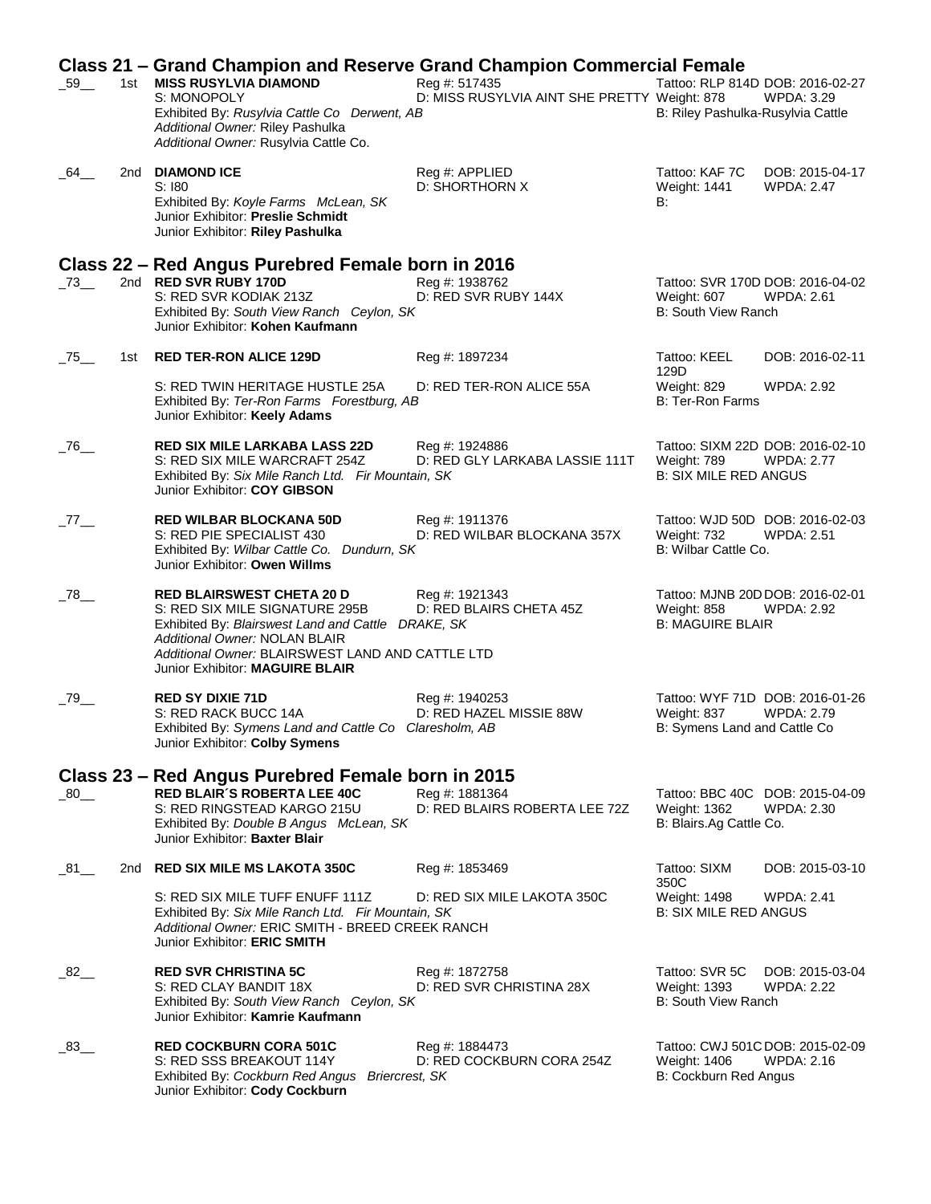## Class 21 – Grand Champion and Reserve Grand Champion Commercial Female

_59__ 1st **MISS RUSYLVIA DIAMOND** Reg #: 517435 Tattoo: RLP 814D DOB: 2016-02-27
S: MONOPOLY D: MISS RUSYLVIA AINT SHE PRETTY Weight: 878 WPDA: 3.29
Exhibited By: *Rusylvia Cattle Co Derwent, AB* B: Riley Pashulka-Rusylvia Cattle
*Additional Owner:* Riley Pashulka
*Additional Owner:* Rusylvia Cattle Co.

_64__ 2nd **DIAMOND ICE** Reg #: APPLIED Tattoo: KAF 7C DOB: 2015-04-17
S: I80 D: SHORTHORN X Weight: 1441 WPDA: 2.47
Exhibited By: *Koyle Farms McLean, SK* B:
Junior Exhibitor: **Preslie Schmidt**
Junior Exhibitor: **Riley Pashulka**

## Class 22 – Red Angus Purebred Female born in 2016

_73__ 2nd **RED SVR RUBY 170D** Reg #: 1938762 Tattoo: SVR 170D DOB: 2016-04-02
S: RED SVR KODIAK 213Z D: RED SVR RUBY 144X Weight: 607 WPDA: 2.61
Exhibited By: *South View Ranch Ceylon, SK* B: South View Ranch
Junior Exhibitor: **Kohen Kaufmann**

_75__ 1st **RED TER-RON ALICE 129D** Reg #: 1897234 Tattoo: KEEL 129D DOB: 2016-02-11
S: RED TWIN HERITAGE HUSTLE 25A D: RED TER-RON ALICE 55A Weight: 829 WPDA: 2.92
Exhibited By: *Ter-Ron Farms Forestburg, AB* B: Ter-Ron Farms
Junior Exhibitor: **Keely Adams**

_76__ **RED SIX MILE LARKABA LASS 22D** Reg #: 1924886 Tattoo: SIXM 22D DOB: 2016-02-10
S: RED SIX MILE WARCRAFT 254Z D: RED GLY LARKABA LASSIE 111T Weight: 789 WPDA: 2.77
Exhibited By: *Six Mile Ranch Ltd. Fir Mountain, SK* B: SIX MILE RED ANGUS
Junior Exhibitor: **COY GIBSON**

_77__ **RED WILBAR BLOCKANA 50D** Reg #: 1911376 Tattoo: WJD 50D DOB: 2016-02-03
S: RED PIE SPECIALIST 430 D: RED WILBAR BLOCKANA 357X Weight: 732 WPDA: 2.51
Exhibited By: *Wilbar Cattle Co. Dundurn, SK* B: Wilbar Cattle Co.
Junior Exhibitor: **Owen Willms**

_78__ **RED BLAIRSWEST CHETA 20 D** Reg #: 1921343 Tattoo: MJNB 20D DOB: 2016-02-01
S: RED SIX MILE SIGNATURE 295B D: RED BLAIRS CHETA 45Z Weight: 858 WPDA: 2.92
Exhibited By: *Blairswest Land and Cattle DRAKE, SK* B: MAGUIRE BLAIR
*Additional Owner:* NOLAN BLAIR
*Additional Owner:* BLAIRSWEST LAND AND CATTLE LTD
Junior Exhibitor: **MAGUIRE BLAIR**

_79__ **RED SY DIXIE 71D** Reg #: 1940253 Tattoo: WYF 71D DOB: 2016-01-26
S: RED RACK BUCC 14A D: RED HAZEL MISSIE 88W Weight: 837 WPDA: 2.79
Exhibited By: *Symens Land and Cattle Co Claresholm, AB* B: Symens Land and Cattle Co
Junior Exhibitor: **Colby Symens**

## Class 23 – Red Angus Purebred Female born in 2015

_80__ **RED BLAIR´S ROBERTA LEE 40C** Reg #: 1881364 Tattoo: BBC 40C DOB: 2015-04-09
S: RED RINGSTEAD KARGO 215U D: RED BLAIRS ROBERTA LEE 72Z Weight: 1362 WPDA: 2.30
Exhibited By: *Double B Angus McLean, SK* B: Blairs.Ag Cattle Co.
Junior Exhibitor: **Baxter Blair**

_81__ 2nd **RED SIX MILE MS LAKOTA 350C** Reg #: 1853469 Tattoo: SIXM 350C DOB: 2015-03-10
S: RED SIX MILE TUFF ENUFF 111Z D: RED SIX MILE LAKOTA 350C Weight: 1498 WPDA: 2.41
Exhibited By: *Six Mile Ranch Ltd. Fir Mountain, SK* B: SIX MILE RED ANGUS
*Additional Owner:* ERIC SMITH - BREED CREEK RANCH
Junior Exhibitor: **ERIC SMITH**

_82__ **RED SVR CHRISTINA 5C** Reg #: 1872758 Tattoo: SVR 5C DOB: 2015-03-04
S: RED CLAY BANDIT 18X D: RED SVR CHRISTINA 28X Weight: 1393 WPDA: 2.22
Exhibited By: *South View Ranch Ceylon, SK* B: South View Ranch
Junior Exhibitor: **Kamrie Kaufmann**

_83__ **RED COCKBURN CORA 501C** Reg #: 1884473 Tattoo: CWJ 501C DOB: 2015-02-09
S: RED SSS BREAKOUT 114Y D: RED COCKBURN CORA 254Z Weight: 1406 WPDA: 2.16
Exhibited By: *Cockburn Red Angus Briercrest, SK* B: Cockburn Red Angus
Junior Exhibitor: **Cody Cockburn**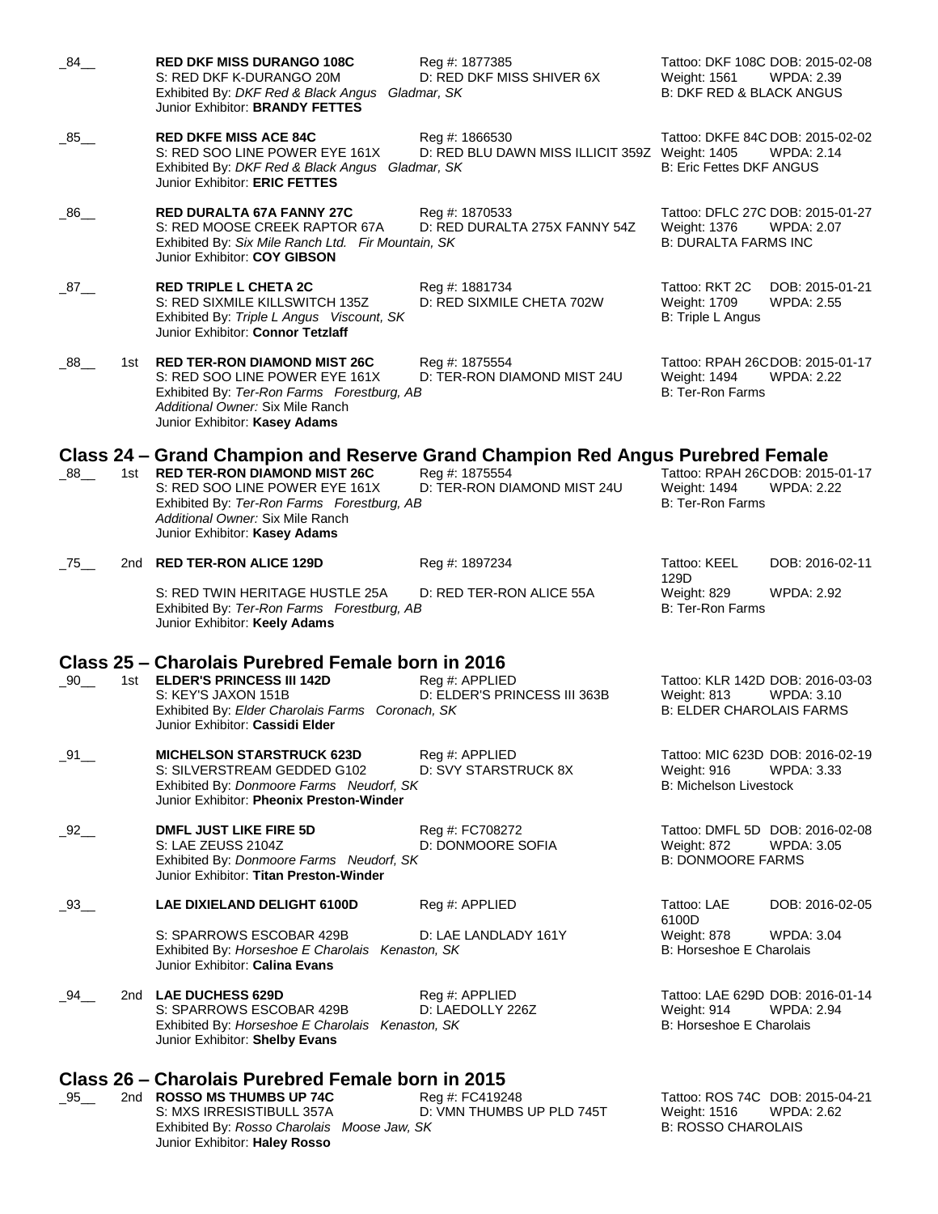_84__ **RED DKF MISS DURANGO 108C** Reg #: 1877385 Tattoo: DKF 108C DOB: 2015-02-08
S: RED DKF K-DURANGO 20M D: RED DKF MISS SHIVER 6X Weight: 1561 WPDA: 2.39
Exhibited By: *DKF Red & Black Angus Gladmar, SK* B: DKF RED & BLACK ANGUS
Junior Exhibitor: **BRANDY FETTES**

_85__ **RED DKFE MISS ACE 84C** Reg #: 1866530 Tattoo: DKFE 84C DOB: 2015-02-02
S: RED SOO LINE POWER EYE 161X D: RED BLU DAWN MISS ILLICIT 359Z Weight: 1405 WPDA: 2.14
Exhibited By: *DKF Red & Black Angus Gladmar, SK* B: Eric Fettes DKF ANGUS
Junior Exhibitor: **ERIC FETTES**

_86__ **RED DURALTA 67A FANNY 27C** Reg #: 1870533 Tattoo: DFLC 27C DOB: 2015-01-27
S: RED MOOSE CREEK RAPTOR 67A D: RED DURALTA 275X FANNY 54Z Weight: 1376 WPDA: 2.07
Exhibited By: *Six Mile Ranch Ltd. Fir Mountain, SK* B: DURALTA FARMS INC
Junior Exhibitor: **COY GIBSON**

_87__ **RED TRIPLE L CHETA 2C** Reg #: 1881734 Tattoo: RKT 2C DOB: 2015-01-21
S: RED SIXMILE KILLSWITCH 135Z D: RED SIXMILE CHETA 702W Weight: 1709 WPDA: 2.55
Exhibited By: *Triple L Angus Viscount, SK* B: Triple L Angus
Junior Exhibitor: **Connor Tetzlaff**

_88__ 1st **RED TER-RON DIAMOND MIST 26C** Reg #: 1875554 Tattoo: RPAH 26C DOB: 2015-01-17
S: RED SOO LINE POWER EYE 161X D: TER-RON DIAMOND MIST 24U Weight: 1494 WPDA: 2.22
Exhibited By: *Ter-Ron Farms Forestburg, AB* B: Ter-Ron Farms
*Additional Owner:* Six Mile Ranch
Junior Exhibitor: **Kasey Adams**

## Class 24 – Grand Champion and Reserve Grand Champion Red Angus Purebred Female

_88__ 1st **RED TER-RON DIAMOND MIST 26C** Reg #: 1875554 Tattoo: RPAH 26C DOB: 2015-01-17
S: RED SOO LINE POWER EYE 161X D: TER-RON DIAMOND MIST 24U Weight: 1494 WPDA: 2.22
Exhibited By: *Ter-Ron Farms Forestburg, AB* B: Ter-Ron Farms
*Additional Owner:* Six Mile Ranch
Junior Exhibitor: **Kasey Adams**

_75__ 2nd **RED TER-RON ALICE 129D** Reg #: 1897234 Tattoo: KEEL 129D DOB: 2016-02-11
S: RED TWIN HERITAGE HUSTLE 25A D: RED TER-RON ALICE 55A Weight: 829 WPDA: 2.92
Exhibited By: *Ter-Ron Farms Forestburg, AB* B: Ter-Ron Farms
Junior Exhibitor: **Keely Adams**

## Class 25 – Charolais Purebred Female born in 2016

_90__ 1st **ELDER'S PRINCESS III 142D** Reg #: APPLIED Tattoo: KLR 142D DOB: 2016-03-03
S: KEY'S JAXON 151B D: ELDER'S PRINCESS III 363B Weight: 813 WPDA: 3.10
Exhibited By: *Elder Charolais Farms Coronach, SK* B: ELDER CHAROLAIS FARMS
Junior Exhibitor: **Cassidi Elder**

_91__ **MICHELSON STARSTRUCK 623D** Reg #: APPLIED Tattoo: MIC 623D DOB: 2016-02-19
S: SILVERSTREAM GEDDED G102 D: SVY STARSTRUCK 8X Weight: 916 WPDA: 3.33
Exhibited By: *Donmoore Farms Neudorf, SK* B: Michelson Livestock
Junior Exhibitor: **Pheonix Preston-Winder**

_92__ **DMFL JUST LIKE FIRE 5D** Reg #: FC708272 Tattoo: DMFL 5D DOB: 2016-02-08
S: LAE ZEUSS 2104Z D: DONMOORE SOFIA Weight: 872 WPDA: 3.05
Exhibited By: *Donmoore Farms Neudorf, SK* B: DONMOORE FARMS
Junior Exhibitor: **Titan Preston-Winder**

_93__ **LAE DIXIELAND DELIGHT 6100D** Reg #: APPLIED Tattoo: LAE 6100D DOB: 2016-02-05
S: SPARROWS ESCOBAR 429B D: LAE LANDLADY 161Y Weight: 878 WPDA: 3.04
Exhibited By: *Horseshoe E Charolais Kenaston, SK* B: Horseshoe E Charolais
Junior Exhibitor: **Calina Evans**

_94__ 2nd **LAE DUCHESS 629D** Reg #: APPLIED Tattoo: LAE 629D DOB: 2016-01-14
S: SPARROWS ESCOBAR 429B D: LAEDOLLY 226Z Weight: 914 WPDA: 2.94
Exhibited By: *Horseshoe E Charolais Kenaston, SK* B: Horseshoe E Charolais
Junior Exhibitor: **Shelby Evans**

## Class 26 – Charolais Purebred Female born in 2015

_95__ 2nd **ROSSO MS THUMBS UP 74C** Reg #: FC419248 Tattoo: ROS 74C DOB: 2015-04-21
S: MXS IRRESISTIBULL 357A D: VMN THUMBS UP PLD 745T Weight: 1516 WPDA: 2.62
Exhibited By: *Rosso Charolais Moose Jaw, SK* B: ROSSO CHAROLAIS
Junior Exhibitor: **Haley Rosso**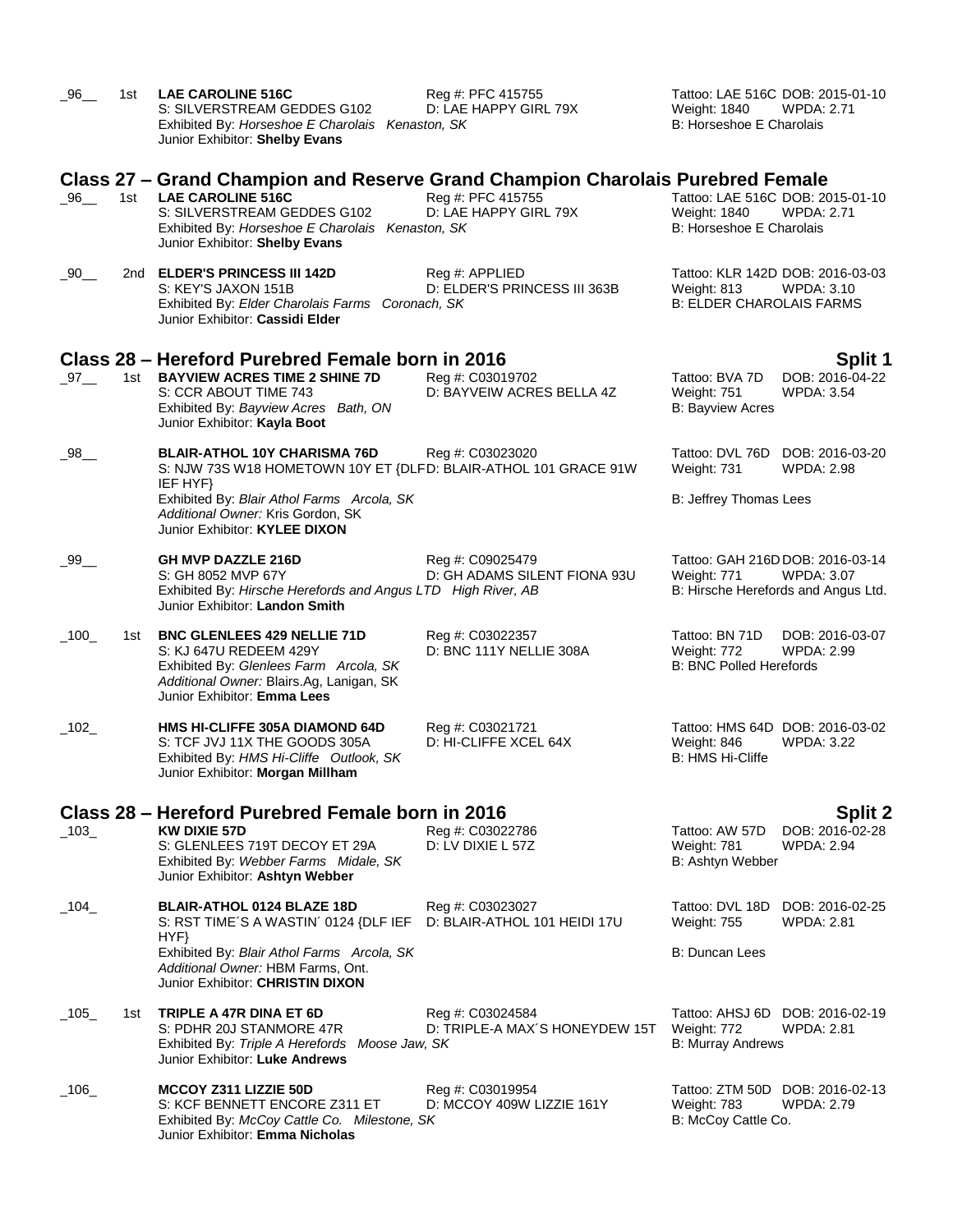_96__ 1st **LAE CAROLINE 516C** Reg #: PFC 415755 Tattoo: LAE 516C DOB: 2015-01-10
S: SILVERSTREAM GEDDES G102 D: LAE HAPPY GIRL 79X Weight: 1840 WPDA: 2.71
Exhibited By: *Horseshoe E Charolais Kenaston, SK* B: Horseshoe E Charolais
Junior Exhibitor: **Shelby Evans**

## Class 27 – Grand Champion and Reserve Grand Champion Charolais Purebred Female

_96__ 1st **LAE CAROLINE 516C** Reg #: PFC 415755 Tattoo: LAE 516C DOB: 2015-01-10
S: SILVERSTREAM GEDDES G102 D: LAE HAPPY GIRL 79X Weight: 1840 WPDA: 2.71
Exhibited By: *Horseshoe E Charolais Kenaston, SK* B: Horseshoe E Charolais
Junior Exhibitor: **Shelby Evans**

_90__ 2nd **ELDER'S PRINCESS III 142D** Reg #: APPLIED Tattoo: KLR 142D DOB: 2016-03-03
S: KEY'S JAXON 151B D: ELDER'S PRINCESS III 363B Weight: 813 WPDA: 3.10
Exhibited By: *Elder Charolais Farms Coronach, SK* B: ELDER CHAROLAIS FARMS
Junior Exhibitor: **Cassidi Elder**

## Class 28 – Hereford Purebred Female born in 2016 — Split 1

_97__ 1st **BAYVIEW ACRES TIME 2 SHINE 7D** Reg #: C03019702 Tattoo: BVA 7D DOB: 2016-04-22
S: CCR ABOUT TIME 743 D: BAYVEIW ACRES BELLA 4Z Weight: 751 WPDA: 3.54
Exhibited By: *Bayview Acres Bath, ON* B: Bayview Acres
Junior Exhibitor: **Kayla Boot**

_98__ **BLAIR-ATHOL 10Y CHARISMA 76D** Reg #: C03023020 Tattoo: DVL 76D DOB: 2016-03-20
S: NJW 73S W18 HOMETOWN 10Y ET {DLF IEF HYF} D: BLAIR-ATHOL 101 GRACE 91W Weight: 731 WPDA: 2.98
Exhibited By: *Blair Athol Farms Arcola, SK* B: Jeffrey Thomas Lees
*Additional Owner:* Kris Gordon, SK
Junior Exhibitor: **KYLEE DIXON**

_99__ **GH MVP DAZZLE 216D** Reg #: C09025479 Tattoo: GAH 216D DOB: 2016-03-14
S: GH 8052 MVP 67Y D: GH ADAMS SILENT FIONA 93U Weight: 771 WPDA: 3.07
Exhibited By: *Hirsche Herefords and Angus LTD High River, AB* B: Hirsche Herefords and Angus Ltd.
Junior Exhibitor: **Landon Smith**

_100_ 1st **BNC GLENLEES 429 NELLIE 71D** Reg #: C03022357 Tattoo: BN 71D DOB: 2016-03-07
S: KJ 647U REDEEM 429Y D: BNC 111Y NELLIE 308A Weight: 772 WPDA: 2.99
Exhibited By: *Glenlees Farm Arcola, SK* B: BNC Polled Herefords
*Additional Owner:* Blairs.Ag, Lanigan, SK
Junior Exhibitor: **Emma Lees**

_102_ **HMS HI-CLIFFE 305A DIAMOND 64D** Reg #: C03021721 Tattoo: HMS 64D DOB: 2016-03-02
S: TCF JVJ 11X THE GOODS 305A D: HI-CLIFFE XCEL 64X Weight: 846 WPDA: 3.22
Exhibited By: *HMS Hi-Cliffe Outlook, SK* B: HMS Hi-Cliffe
Junior Exhibitor: **Morgan Millham**

## Class 28 – Hereford Purebred Female born in 2016 — Split 2

_103_ **KW DIXIE 57D** Reg #: C03022786 Tattoo: AW 57D DOB: 2016-02-28
S: GLENLEES 719T DECOY ET 29A D: LV DIXIE L 57Z Weight: 781 WPDA: 2.94
Exhibited By: *Webber Farms Midale, SK* B: Ashtyn Webber
Junior Exhibitor: **Ashtyn Webber**

_104_ **BLAIR-ATHOL 0124 BLAZE 18D** Reg #: C03023027 Tattoo: DVL 18D DOB: 2016-02-25
S: RST TIME´S A WASTIN´ 0124 {DLF IEF HYF} D: BLAIR-ATHOL 101 HEIDI 17U Weight: 755 WPDA: 2.81
Exhibited By: *Blair Athol Farms Arcola, SK* B: Duncan Lees
*Additional Owner:* HBM Farms, Ont.
Junior Exhibitor: **CHRISTIN DIXON**

_105_ 1st **TRIPLE A 47R DINA ET 6D** Reg #: C03024584 Tattoo: AHSJ 6D DOB: 2016-02-19
S: PDHR 20J STANMORE 47R D: TRIPLE-A MAX´S HONEYDEW 15T Weight: 772 WPDA: 2.81
Exhibited By: *Triple A Herefords Moose Jaw, SK* B: Murray Andrews
Junior Exhibitor: **Luke Andrews**

_106_ **MCCOY Z311 LIZZIE 50D** Reg #: C03019954 Tattoo: ZTM 50D DOB: 2016-02-13
S: KCF BENNETT ENCORE Z311 ET D: MCCOY 409W LIZZIE 161Y Weight: 783 WPDA: 2.79
Exhibited By: *McCoy Cattle Co. Milestone, SK* B: McCoy Cattle Co.
Junior Exhibitor: **Emma Nicholas**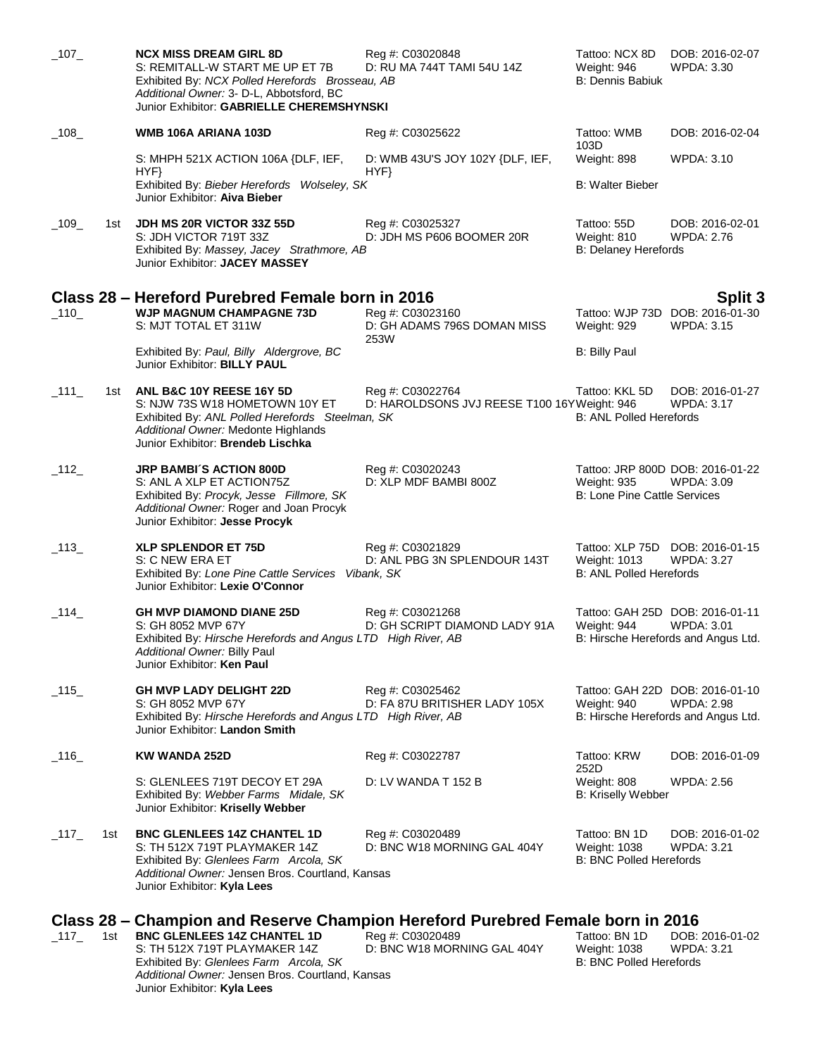_107_ **NCX MISS DREAM GIRL 8D** Reg #: C03020848 Tattoo: NCX 8D DOB: 2016-02-07
S: REMITALL-W START ME UP ET 7B D: RU MA 744T TAMI 54U 14Z Weight: 946 WPDA: 3.30
Exhibited By: *NCX Polled Herefords Brosseau, AB* B: Dennis Babiuk
*Additional Owner:* 3- D-L, Abbotsford, BC
Junior Exhibitor: **GABRIELLE CHEREMSHYNSKI**

_108_ **WMB 106A ARIANA 103D** Reg #: C03025622 Tattoo: WMB 103D DOB: 2016-02-04
S: MHPH 521X ACTION 106A {DLF, IEF, HYF} D: WMB 43U'S JOY 102Y {DLF, IEF, HYF} Weight: 898 WPDA: 3.10
Exhibited By: *Bieber Herefords Wolseley, SK* B: Walter Bieber
Junior Exhibitor: **Aiva Bieber**

_109_ 1st **JDH MS 20R VICTOR 33Z 55D** Reg #: C03025327 Tattoo: 55D DOB: 2016-02-01
S: JDH VICTOR 719T 33Z D: JDH MS P606 BOOMER 20R Weight: 810 WPDA: 2.76
Exhibited By: *Massey, Jacey Strathmore, AB* B: Delaney Herefords
Junior Exhibitor: **JACEY MASSEY**

## Class 28 – Hereford Purebred Female born in 2016 — Split 3

_110_ **WJP MAGNUM CHAMPAGNE 73D** Reg #: C03023160 Tattoo: WJP 73D DOB: 2016-01-30
S: MJT TOTAL ET 311W D: GH ADAMS 796S DOMAN MISS 253W Weight: 929 WPDA: 3.15
Exhibited By: *Paul, Billy Aldergrove, BC* B: Billy Paul
Junior Exhibitor: **BILLY PAUL**

_111_ 1st **ANL B&C 10Y REESE 16Y 5D** Reg #: C03022764 Tattoo: KKL 5D DOB: 2016-01-27
S: NJW 73S W18 HOMETOWN 10Y ET D: HAROLDSONS JVJ REESE T100 16Y Weight: 946 WPDA: 3.17
Exhibited By: *ANL Polled Herefords Steelman, SK* B: ANL Polled Herefords
*Additional Owner:* Medonte Highlands
Junior Exhibitor: **Brendeb Lischka**

_112_ **JRP BAMBI´S ACTION 800D** Reg #: C03020243 Tattoo: JRP 800D DOB: 2016-01-22
S: ANL A XLP ET ACTION75Z D: XLP MDF BAMBI 800Z Weight: 935 WPDA: 3.09
Exhibited By: *Procyk, Jesse Fillmore, SK* B: Lone Pine Cattle Services
*Additional Owner:* Roger and Joan Procyk
Junior Exhibitor: **Jesse Procyk**

_113_ **XLP SPLENDOR ET 75D** Reg #: C03021829 Tattoo: XLP 75D DOB: 2016-01-15
S: C NEW ERA ET D: ANL PBG 3N SPLENDOUR 143T Weight: 1013 WPDA: 3.27
Exhibited By: *Lone Pine Cattle Services Vibank, SK* B: ANL Polled Herefords
Junior Exhibitor: **Lexie O'Connor**

_114_ **GH MVP DIAMOND DIANE 25D** Reg #: C03021268 Tattoo: GAH 25D DOB: 2016-01-11
S: GH 8052 MVP 67Y D: GH SCRIPT DIAMOND LADY 91A Weight: 944 WPDA: 3.01
Exhibited By: *Hirsche Herefords and Angus LTD High River, AB* B: Hirsche Herefords and Angus Ltd.
*Additional Owner:* Billy Paul
Junior Exhibitor: **Ken Paul**

_115_ **GH MVP LADY DELIGHT 22D** Reg #: C03025462 Tattoo: GAH 22D DOB: 2016-01-10
S: GH 8052 MVP 67Y D: FA 87U BRITISHER LADY 105X Weight: 940 WPDA: 2.98
Exhibited By: *Hirsche Herefords and Angus LTD High River, AB* B: Hirsche Herefords and Angus Ltd.
Junior Exhibitor: **Landon Smith**

_116_ **KW WANDA 252D** Reg #: C03022787 Tattoo: KRW 252D DOB: 2016-01-09
S: GLENLEES 719T DECOY ET 29A D: LV WANDA T 152 B Weight: 808 WPDA: 2.56
Exhibited By: *Webber Farms Midale, SK* B: Kriselly Webber
Junior Exhibitor: **Kriselly Webber**

_117_ 1st **BNC GLENLEES 14Z CHANTEL 1D** Reg #: C03020489 Tattoo: BN 1D DOB: 2016-01-02
S: TH 512X 719T PLAYMAKER 14Z D: BNC W18 MORNING GAL 404Y Weight: 1038 WPDA: 3.21
Exhibited By: *Glenlees Farm Arcola, SK* B: BNC Polled Herefords
*Additional Owner:* Jensen Bros. Courtland, Kansas
Junior Exhibitor: **Kyla Lees**

## Class 28 – Champion and Reserve Champion Hereford Purebred Female born in 2016

_117_ 1st **BNC GLENLEES 14Z CHANTEL 1D** Reg #: C03020489 Tattoo: BN 1D DOB: 2016-01-02
S: TH 512X 719T PLAYMAKER 14Z D: BNC W18 MORNING GAL 404Y Weight: 1038 WPDA: 3.21
Exhibited By: *Glenlees Farm Arcola, SK* B: BNC Polled Herefords
*Additional Owner:* Jensen Bros. Courtland, Kansas
Junior Exhibitor: **Kyla Lees**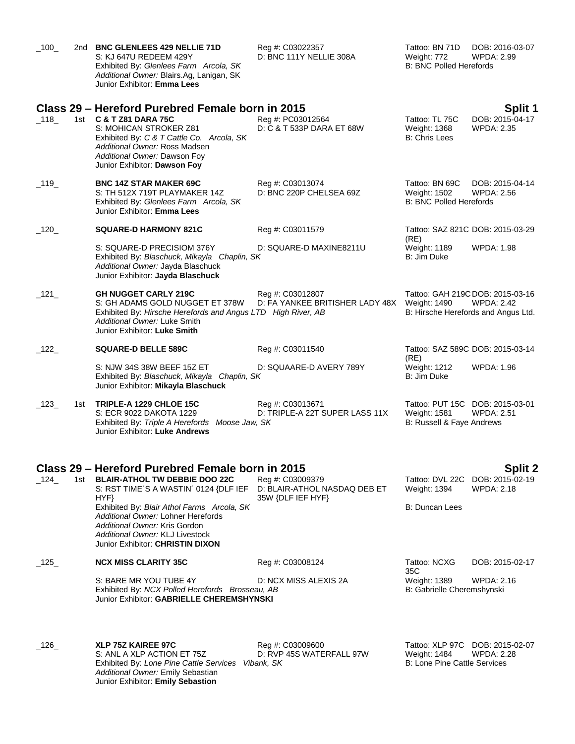_100_ 2nd **BNC GLENLEES 429 NELLIE 71D** Reg #: C03022357 Tattoo: BN 71D DOB: 2016-03-07
S: KJ 647U REDEEM 429Y D: BNC 111Y NELLIE 308A Weight: 772 WPDA: 2.99
Exhibited By: *Glenlees Farm Arcola, SK* B: BNC Polled Herefords
*Additional Owner:* Blairs.Ag, Lanigan, SK
Junior Exhibitor: **Emma Lees**

## Class 29 – Hereford Purebred Female born in 2015 — Split 1

_118_ 1st **C & T Z81 DARA 75C** Reg #: PC03012564 Tattoo: TL 75C DOB: 2015-04-17
S: MOHICAN STROKER Z81 D: C & T 533P DARA ET 68W Weight: 1368 WPDA: 2.35
Exhibited By: *C & T Cattle Co. Arcola, SK* B: Chris Lees
*Additional Owner:* Ross Madsen
*Additional Owner:* Dawson Foy
Junior Exhibitor: **Dawson Foy**

_119_ **BNC 14Z STAR MAKER 69C** Reg #: C03013074 Tattoo: BN 69C DOB: 2015-04-14
S: TH 512X 719T PLAYMAKER 14Z D: BNC 220P CHELSEA 69Z Weight: 1502 WPDA: 2.56
Exhibited By: *Glenlees Farm Arcola, SK* B: BNC Polled Herefords
Junior Exhibitor: **Emma Lees**

_120_ **SQUARE-D HARMONY 821C** Reg #: C03011579 Tattoo: SAZ 821C (RE) DOB: 2015-03-29
S: SQUARE-D PRECISIOM 376Y D: SQUARE-D MAXINE8211U Weight: 1189 WPDA: 1.98
Exhibited By: *Blaschuck, Mikayla Chaplin, SK* B: Jim Duke
*Additional Owner:* Jayda Blaschuck
Junior Exhibitor: **Jayda Blaschuck**

_121_ **GH NUGGET CARLY 219C** Reg #: C03012807 Tattoo: GAH 219C DOB: 2015-03-16
S: GH ADAMS GOLD NUGGET ET 378W D: FA YANKEE BRITISHER LADY 48X Weight: 1490 WPDA: 2.42
Exhibited By: *Hirsche Herefords and Angus LTD High River, AB* B: Hirsche Herefords and Angus Ltd.
*Additional Owner:* Luke Smith
Junior Exhibitor: **Luke Smith**

_122_ **SQUARE-D BELLE 589C** Reg #: C03011540 Tattoo: SAZ 589C (RE) DOB: 2015-03-14
S: NJW 34S 38W BEEF 15Z ET D: SQUAARE-D AVERY 789Y Weight: 1212 WPDA: 1.96
Exhibited By: *Blaschuck, Mikayla Chaplin, SK* B: Jim Duke
Junior Exhibitor: **Mikayla Blaschuck**

_123_ 1st **TRIPLE-A 1229 CHLOE 15C** Reg #: C03013671 Tattoo: PUT 15C DOB: 2015-03-01
S: ECR 9022 DAKOTA 1229 D: TRIPLE-A 22T SUPER LASS 11X Weight: 1581 WPDA: 2.51
Exhibited By: *Triple A Herefords Moose Jaw, SK* B: Russell & Faye Andrews
Junior Exhibitor: **Luke Andrews**

## Class 29 – Hereford Purebred Female born in 2015 — Split 2

_124_ 1st **BLAIR-ATHOL TW DEBBIE DOO 22C** Reg #: C03009379 Tattoo: DVL 22C DOB: 2015-02-19
S: RST TIME´S A WASTIN´ 0124 {DLF IEF HYF} D: BLAIR-ATHOL NASDAQ DEB ET 35W {DLF IEF HYF} Weight: 1394 WPDA: 2.18
Exhibited By: *Blair Athol Farms Arcola, SK* B: Duncan Lees
*Additional Owner:* Lohner Herefords
*Additional Owner:* Kris Gordon
*Additional Owner:* KLJ Livestock
Junior Exhibitor: **CHRISTIN DIXON**

_125_ **NCX MISS CLARITY 35C** Reg #: C03008124 Tattoo: NCXG 35C DOB: 2015-02-17
S: BARE MR YOU TUBE 4Y D: NCX MISS ALEXIS 2A Weight: 1389 WPDA: 2.16
Exhibited By: *NCX Polled Herefords Brosseau, AB* B: Gabrielle Cheremshynski
Junior Exhibitor: **GABRIELLE CHEREMSHYNSKI**

_126_ **XLP 75Z KAIREE 97C** Reg #: C03009600 Tattoo: XLP 97C DOB: 2015-02-07
S: ANL A XLP ACTION ET 75Z D: RVP 45S WATERFALL 97W Weight: 1484 WPDA: 2.28
Exhibited By: *Lone Pine Cattle Services Vibank, SK* B: Lone Pine Cattle Services
*Additional Owner:* Emily Sebastian
Junior Exhibitor: **Emily Sebastion**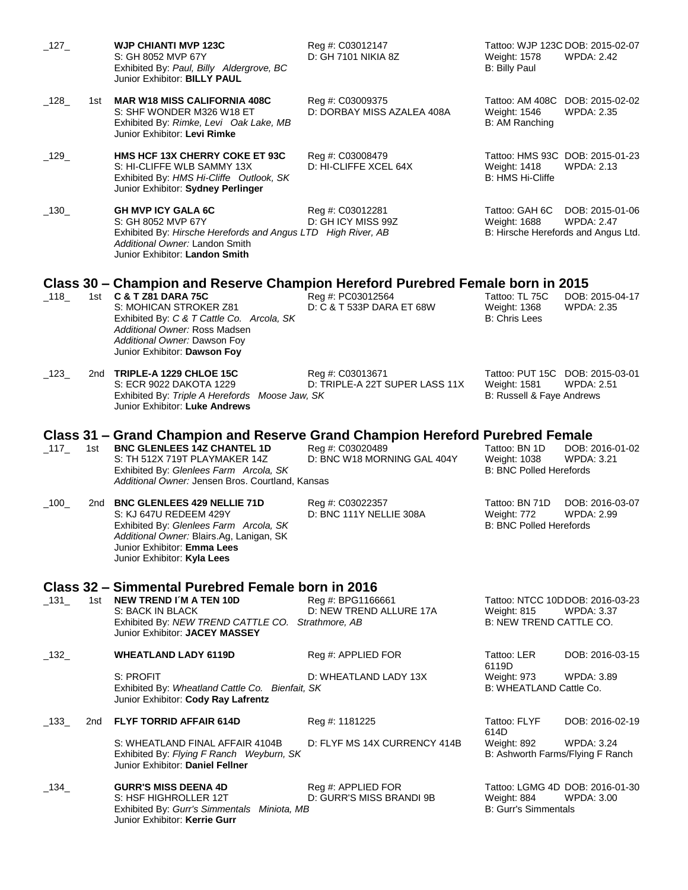_127_ **WJP CHIANTI MVP 123C** Reg #: C03012147 Tattoo: WJP 123C DOB: 2015-02-07
S: GH 8052 MVP 67Y D: GH 7101 NIKIA 8Z Weight: 1578 WPDA: 2.42
Exhibited By: *Paul, Billy Aldergrove, BC* B: Billy Paul
Junior Exhibitor: **BILLY PAUL**

_128_ 1st **MAR W18 MISS CALIFORNIA 408C** Reg #: C03009375 Tattoo: AM 408C DOB: 2015-02-02
S: SHF WONDER M326 W18 ET D: DORBAY MISS AZALEA 408A Weight: 1546 WPDA: 2.35
Exhibited By: *Rimke, Levi Oak Lake, MB* B: AM Ranching
Junior Exhibitor: **Levi Rimke**

_129_ **HMS HCF 13X CHERRY COKE ET 93C** Reg #: C03008479 Tattoo: HMS 93C DOB: 2015-01-23
S: HI-CLIFFE WLB SAMMY 13X D: HI-CLIFFE XCEL 64X Weight: 1418 WPDA: 2.13
Exhibited By: *HMS Hi-Cliffe Outlook, SK* B: HMS Hi-Cliffe
Junior Exhibitor: **Sydney Perlinger**

_130_ **GH MVP ICY GALA 6C** Reg #: C03012281 Tattoo: GAH 6C DOB: 2015-01-06
S: GH 8052 MVP 67Y D: GH ICY MISS 99Z Weight: 1688 WPDA: 2.47
Exhibited By: *Hirsche Herefords and Angus LTD High River, AB* B: Hirsche Herefords and Angus Ltd.
*Additional Owner:* Landon Smith
Junior Exhibitor: **Landon Smith**

## Class 30 – Champion and Reserve Champion Hereford Purebred Female born in 2015

_118_ 1st **C & T Z81 DARA 75C** Reg #: PC03012564 Tattoo: TL 75C DOB: 2015-04-17
S: MOHICAN STROKER Z81 D: C & T 533P DARA ET 68W Weight: 1368 WPDA: 2.35
Exhibited By: *C & T Cattle Co. Arcola, SK* B: Chris Lees
*Additional Owner:* Ross Madsen
*Additional Owner:* Dawson Foy
Junior Exhibitor: **Dawson Foy**

_123_ 2nd **TRIPLE-A 1229 CHLOE 15C** Reg #: C03013671 Tattoo: PUT 15C DOB: 2015-03-01
S: ECR 9022 DAKOTA 1229 D: TRIPLE-A 22T SUPER LASS 11X Weight: 1581 WPDA: 2.51
Exhibited By: *Triple A Herefords Moose Jaw, SK* B: Russell & Faye Andrews
Junior Exhibitor: **Luke Andrews**

## Class 31 – Grand Champion and Reserve Grand Champion Hereford Purebred Female

_117_ 1st **BNC GLENLEES 14Z CHANTEL 1D** Reg #: C03020489 Tattoo: BN 1D DOB: 2016-01-02
S: TH 512X 719T PLAYMAKER 14Z D: BNC W18 MORNING GAL 404Y Weight: 1038 WPDA: 3.21
Exhibited By: *Glenlees Farm Arcola, SK* B: BNC Polled Herefords
*Additional Owner:* Jensen Bros. Courtland, Kansas

_100_ 2nd **BNC GLENLEES 429 NELLIE 71D** Reg #: C03022357 Tattoo: BN 71D DOB: 2016-03-07
S: KJ 647U REDEEM 429Y D: BNC 111Y NELLIE 308A Weight: 772 WPDA: 2.99
Exhibited By: *Glenlees Farm Arcola, SK* B: BNC Polled Herefords
*Additional Owner:* Blairs.Ag, Lanigan, SK
Junior Exhibitor: **Emma Lees**
Junior Exhibitor: **Kyla Lees**

## Class 32 – Simmental Purebred Female born in 2016

_131_ 1st **NEW TREND I´M A TEN 10D** Reg #: BPG1166661 Tattoo: NTCC 10D DOB: 2016-03-23
S: BACK IN BLACK D: NEW TREND ALLURE 17A Weight: 815 WPDA: 3.37
Exhibited By: *NEW TREND CATTLE CO. Strathmore, AB* B: NEW TREND CATTLE CO.
Junior Exhibitor: **JACEY MASSEY**

_132_ **WHEATLAND LADY 6119D** Reg #: APPLIED FOR Tattoo: LER 6119D DOB: 2016-03-15
S: PROFIT D: WHEATLAND LADY 13X Weight: 973 WPDA: 3.89
Exhibited By: *Wheatland Cattle Co. Bienfait, SK* B: WHEATLAND Cattle Co.
Junior Exhibitor: **Cody Ray Lafrentz**

_133_ 2nd **FLYF TORRID AFFAIR 614D** Reg #: 1181225 Tattoo: FLYF 614D DOB: 2016-02-19
S: WHEATLAND FINAL AFFAIR 4104B D: FLYF MS 14X CURRENCY 414B Weight: 892 WPDA: 3.24
Exhibited By: *Flying F Ranch Weyburn, SK* B: Ashworth Farms/Flying F Ranch
Junior Exhibitor: **Daniel Fellner**

_134_ **GURR'S MISS DEENA 4D** Reg #: APPLIED FOR Tattoo: LGMG 4D DOB: 2016-01-30
S: HSF HIGHROLLER 12T D: GURR'S MISS BRANDI 9B Weight: 884 WPDA: 3.00
Exhibited By: *Gurr's Simmentals Miniota, MB* B: Gurr's Simmentals
Junior Exhibitor: **Kerrie Gurr**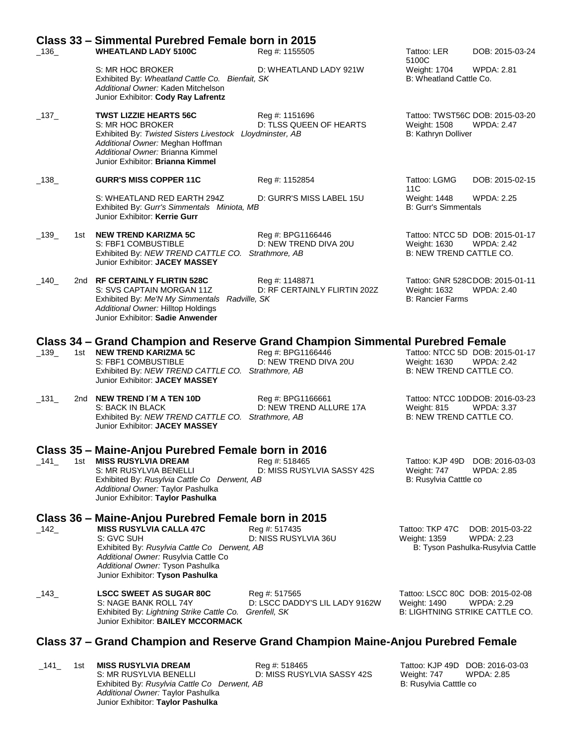## Class 33 – Simmental Purebred Female born in 2015

_136_ **WHEATLAND LADY 5100C** Reg #: 1155505 Tattoo: LER 5100C DOB: 2015-03-24
S: MR HOC BROKER D: WHEATLAND LADY 921W Weight: 1704 WPDA: 2.81
Exhibited By: *Wheatland Cattle Co. Bienfait, SK* B: Wheatland Cattle Co.
*Additional Owner:* Kaden Mitchelson
Junior Exhibitor: **Cody Ray Lafrentz**

_137_ **TWST LIZZIE HEARTS 56C** Reg #: 1151696 Tattoo: TWST56C DOB: 2015-03-20
S: MR HOC BROKER D: TLSS QUEEN OF HEARTS Weight: 1508 WPDA: 2.47
Exhibited By: *Twisted Sisters Livestock Lloydminster, AB* B: Kathryn Dolliver
*Additional Owner:* Meghan Hoffman
*Additional Owner:* Brianna Kimmel
Junior Exhibitor: **Brianna Kimmel**

_138_ **GURR'S MISS COPPER 11C** Reg #: 1152854 Tattoo: LGMG 11C DOB: 2015-02-15
S: WHEATLAND RED EARTH 294Z D: GURR'S MISS LABEL 15U Weight: 1448 WPDA: 2.25
Exhibited By: *Gurr's Simmentals Miniota, MB* B: Gurr's Simmentals
Junior Exhibitor: **Kerrie Gurr**

_139_ 1st **NEW TREND KARIZMA 5C** Reg #: BPG1166446 Tattoo: NTCC 5D DOB: 2015-01-17
S: FBF1 COMBUSTIBLE D: NEW TREND DIVA 20U Weight: 1630 WPDA: 2.42
Exhibited By: *NEW TREND CATTLE CO. Strathmore, AB* B: NEW TREND CATTLE CO.
Junior Exhibitor: **JACEY MASSEY**

_140_ 2nd **RF CERTAINLY FLIRTIN 528C** Reg #: 1148871 Tattoo: GNR 528C DOB: 2015-01-11
S: SVS CAPTAIN MORGAN 11Z D: RF CERTAINLY FLIRTIN 202Z Weight: 1632 WPDA: 2.40
Exhibited By: *Me'N My Simmentals Radville, SK* B: Rancier Farms
*Additional Owner:* Hilltop Holdings
Junior Exhibitor: **Sadie Anwender**

## Class 34 – Grand Champion and Reserve Grand Champion Simmental Purebred Female

_139_ 1st **NEW TREND KARIZMA 5C** Reg #: BPG1166446 Tattoo: NTCC 5D DOB: 2015-01-17
S: FBF1 COMBUSTIBLE D: NEW TREND DIVA 20U Weight: 1630 WPDA: 2.42
Exhibited By: *NEW TREND CATTLE CO. Strathmore, AB* B: NEW TREND CATTLE CO.
Junior Exhibitor: **JACEY MASSEY**

_131_ 2nd **NEW TREND I´M A TEN 10D** Reg #: BPG1166661 Tattoo: NTCC 10D DOB: 2016-03-23
S: BACK IN BLACK D: NEW TREND ALLURE 17A Weight: 815 WPDA: 3.37
Exhibited By: *NEW TREND CATTLE CO. Strathmore, AB* B: NEW TREND CATTLE CO.
Junior Exhibitor: **JACEY MASSEY**

## Class 35 – Maine-Anjou Purebred Female born in 2016

_141_ 1st **MISS RUSYLVIA DREAM** Reg #: 518465 Tattoo: KJP 49D DOB: 2016-03-03
S: MR RUSYLVIA BENELLI D: MISS RUSYLVIA SASSY 42S Weight: 747 WPDA: 2.85
Exhibited By: *Rusylvia Cattle Co Derwent, AB* B: Rusylvia Catttle co
*Additional Owner:* Taylor Pashulka
Junior Exhibitor: **Taylor Pashulka**

## Class 36 – Maine-Anjou Purebred Female born in 2015

_142_ **MISS RUSYLVIA CALLA 47C** Reg #: 517435 Tattoo: TKP 47C DOB: 2015-03-22
S: GVC SUH D: NISS RUSYLVIA 36U Weight: 1359 WPDA: 2.23
Exhibited By: *Rusylvia Cattle Co Derwent, AB* B: Tyson Pashulka-Rusylvia Cattle
*Additional Owner:* Rusylvia Cattle Co
*Additional Owner:* Tyson Pashulka
Junior Exhibitor: **Tyson Pashulka**

_143_ **LSCC SWEET AS SUGAR 80C** Reg #: 517565 Tattoo: LSCC 80C DOB: 2015-02-08
S: NAGE BANK ROLL 74Y D: LSCC DADDY'S LIL LADY 9162W Weight: 1490 WPDA: 2.29
Exhibited By: *Lightning Strike Cattle Co. Grenfell, SK* B: LIGHTNING STRIKE CATTLE CO.
Junior Exhibitor: **BAILEY MCCORMACK**

## Class 37 – Grand Champion and Reserve Grand Champion Maine-Anjou Purebred Female

_141_ 1st **MISS RUSYLVIA DREAM** Reg #: 518465 Tattoo: KJP 49D DOB: 2016-03-03
S: MR RUSYLVIA BENELLI D: MISS RUSYLVIA SASSY 42S Weight: 747 WPDA: 2.85
Exhibited By: *Rusylvia Cattle Co Derwent, AB* B: Rusylvia Catttle co
*Additional Owner:* Taylor Pashulka
Junior Exhibitor: **Taylor Pashulka**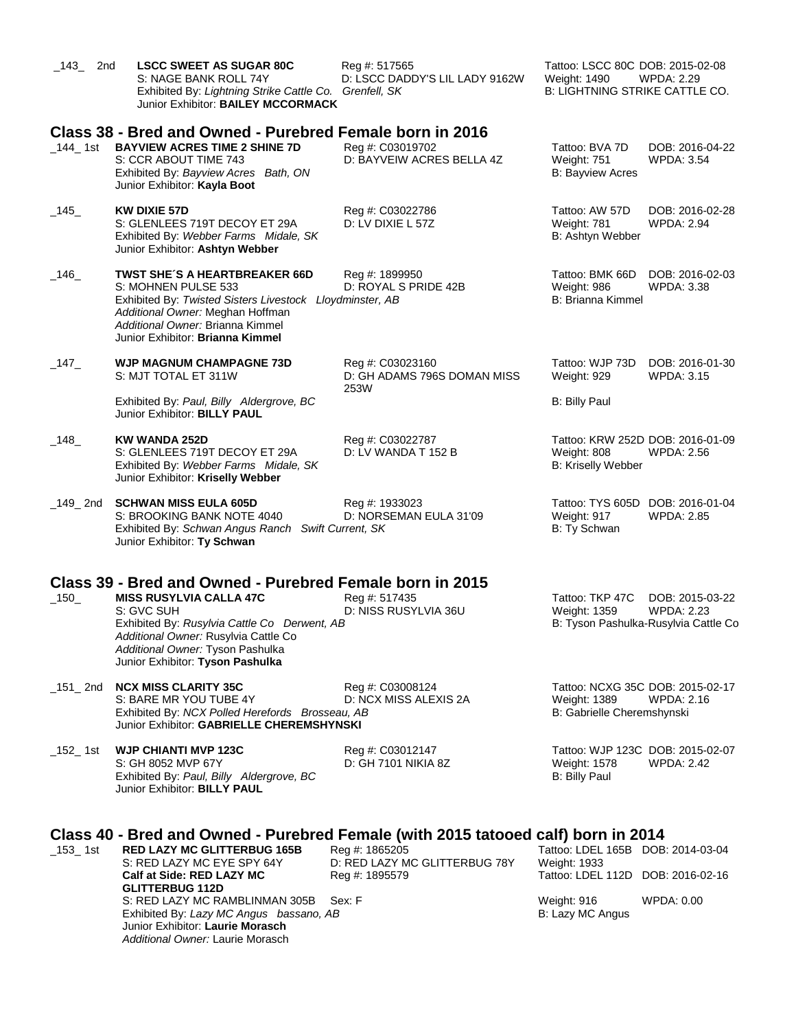_143_ 2nd **LSCC SWEET AS SUGAR 80C** Reg #: 517565 Tattoo: LSCC 80C DOB: 2015-02-08
S: NAGE BANK ROLL 74Y D: LSCC DADDY'S LIL LADY 9162W Weight: 1490 WPDA: 2.29
Exhibited By: *Lightning Strike Cattle Co. Grenfell, SK* B: LIGHTNING STRIKE CATTLE CO.
Junior Exhibitor: **BAILEY MCCORMACK**

## Class 38 - Bred and Owned - Purebred Female born in 2016

_144_ 1st **BAYVIEW ACRES TIME 2 SHINE 7D** Reg #: C03019702 Tattoo: BVA 7D DOB: 2016-04-22
S: CCR ABOUT TIME 743 D: BAYVEIW ACRES BELLA 4Z Weight: 751 WPDA: 3.54
Exhibited By: *Bayview Acres Bath, ON* B: Bayview Acres
Junior Exhibitor: **Kayla Boot**

_145_ **KW DIXIE 57D** Reg #: C03022786 Tattoo: AW 57D DOB: 2016-02-28
S: GLENLEES 719T DECOY ET 29A D: LV DIXIE L 57Z Weight: 781 WPDA: 2.94
Exhibited By: *Webber Farms Midale, SK* B: Ashtyn Webber
Junior Exhibitor: **Ashtyn Webber**

_146_ **TWST SHE´S A HEARTBREAKER 66D** Reg #: 1899950 Tattoo: BMK 66D DOB: 2016-02-03
S: MOHNEN PULSE 533 D: ROYAL S PRIDE 42B Weight: 986 WPDA: 3.38
Exhibited By: *Twisted Sisters Livestock Lloydminster, AB* B: Brianna Kimmel
*Additional Owner:* Meghan Hoffman
*Additional Owner:* Brianna Kimmel
Junior Exhibitor: **Brianna Kimmel**

_147_ **WJP MAGNUM CHAMPAGNE 73D** Reg #: C03023160 Tattoo: WJP 73D DOB: 2016-01-30
S: MJT TOTAL ET 311W D: GH ADAMS 796S DOMAN MISS 253W Weight: 929 WPDA: 3.15
Exhibited By: *Paul, Billy Aldergrove, BC* B: Billy Paul
Junior Exhibitor: **BILLY PAUL**

_148_ **KW WANDA 252D** Reg #: C03022787 Tattoo: KRW 252D DOB: 2016-01-09
S: GLENLEES 719T DECOY ET 29A D: LV WANDA T 152 B Weight: 808 WPDA: 2.56
Exhibited By: *Webber Farms Midale, SK* B: Kriselly Webber
Junior Exhibitor: **Kriselly Webber**

_149_ 2nd **SCHWAN MISS EULA 605D** Reg #: 1933023 Tattoo: TYS 605D DOB: 2016-01-04
S: BROOKING BANK NOTE 4040 D: NORSEMAN EULA 31'09 Weight: 917 WPDA: 2.85
Exhibited By: *Schwan Angus Ranch Swift Current, SK* B: Ty Schwan
Junior Exhibitor: **Ty Schwan**

## Class 39 - Bred and Owned - Purebred Female born in 2015

_150_ **MISS RUSYLVIA CALLA 47C** Reg #: 517435 Tattoo: TKP 47C DOB: 2015-03-22
S: GVC SUH D: NISS RUSYLVIA 36U Weight: 1359 WPDA: 2.23
Exhibited By: *Rusylvia Cattle Co Derwent, AB* B: Tyson Pashulka-Rusylvia Cattle Co
*Additional Owner:* Rusylvia Cattle Co
*Additional Owner:* Tyson Pashulka
Junior Exhibitor: **Tyson Pashulka**

_151_ 2nd **NCX MISS CLARITY 35C** Reg #: C03008124 Tattoo: NCXG 35C DOB: 2015-02-17
S: BARE MR YOU TUBE 4Y D: NCX MISS ALEXIS 2A Weight: 1389 WPDA: 2.16
Exhibited By: *NCX Polled Herefords Brosseau, AB* B: Gabrielle Cheremshynski
Junior Exhibitor: **GABRIELLE CHEREMSHYNSKI**

_152_ 1st **WJP CHIANTI MVP 123C** Reg #: C03012147 Tattoo: WJP 123C DOB: 2015-02-07
S: GH 8052 MVP 67Y D: GH 7101 NIKIA 8Z Weight: 1578 WPDA: 2.42
Exhibited By: *Paul, Billy Aldergrove, BC* B: Billy Paul
Junior Exhibitor: **BILLY PAUL**

## Class 40 - Bred and Owned - Purebred Female (with 2015 tatooed calf) born in 2014

_153_ 1st **RED LAZY MC GLITTERBUG 165B** Reg #: 1865205 Tattoo: LDEL 165B DOB: 2014-03-04
S: RED LAZY MC EYE SPY 64Y D: RED LAZY MC GLITTERBUG 78Y Weight: 1933
**Calf at Side: RED LAZY MC GLITTERBUG 112D** Reg #: 1895579 Tattoo: LDEL 112D DOB: 2016-02-16
S: RED LAZY MC RAMBLINMAN 305B Sex: F Weight: 916 WPDA: 0.00
Exhibited By: *Lazy MC Angus bassano, AB* B: Lazy MC Angus
Junior Exhibitor: **Laurie Morasch**
*Additional Owner:* Laurie Morasch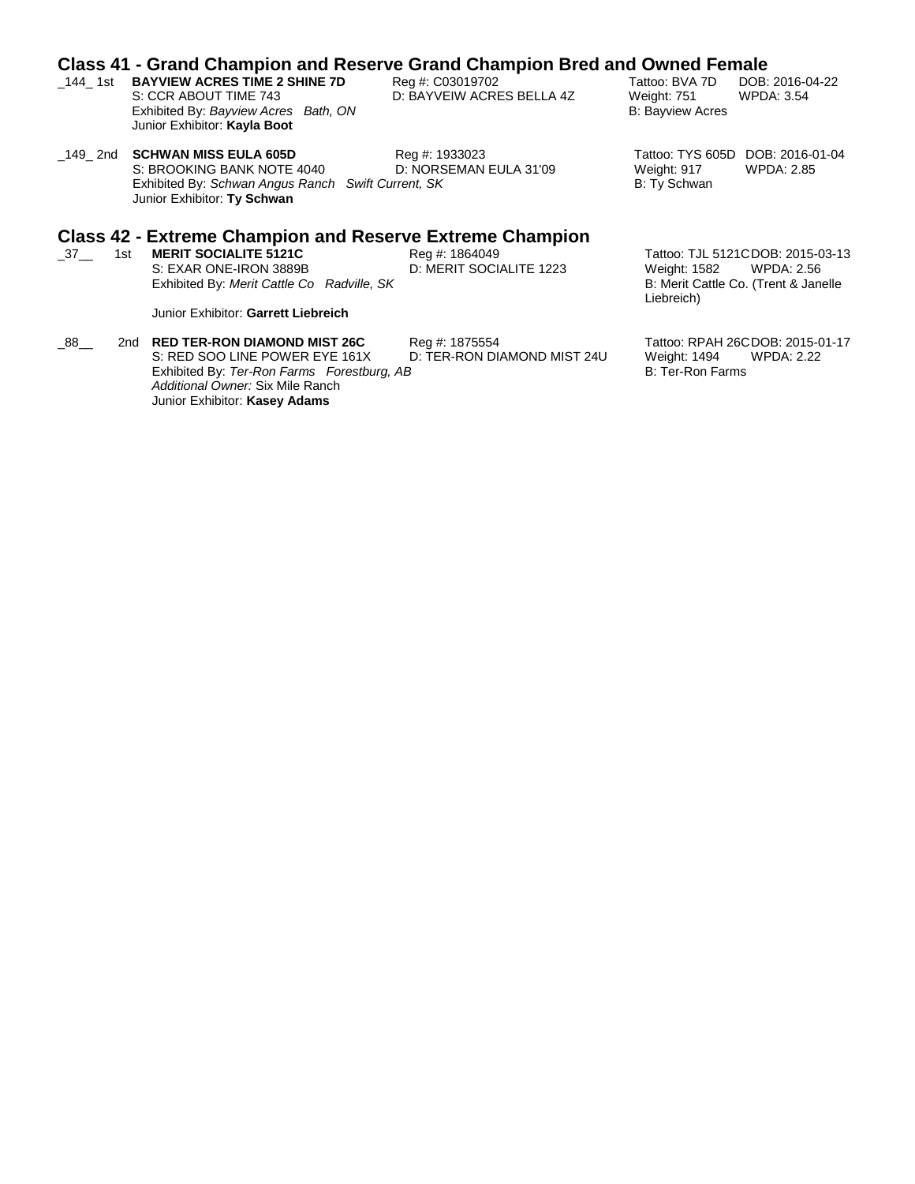## Class 41 - Grand Champion and Reserve Grand Champion Bred and Owned Female

_144_ 1st **BAYVIEW ACRES TIME 2 SHINE 7D** Reg #: C03019702 Tattoo: BVA 7D DOB: 2016-04-22
S: CCR ABOUT TIME 743 D: BAYVEIW ACRES BELLA 4Z Weight: 751 WPDA: 3.54
Exhibited By: *Bayview Acres Bath, ON* B: Bayview Acres
Junior Exhibitor: **Kayla Boot**

_149_ 2nd **SCHWAN MISS EULA 605D** Reg #: 1933023 Tattoo: TYS 605D DOB: 2016-01-04
S: BROOKING BANK NOTE 4040 D: NORSEMAN EULA 31'09 Weight: 917 WPDA: 2.85
Exhibited By: *Schwan Angus Ranch Swift Current, SK* B: Ty Schwan
Junior Exhibitor: **Ty Schwan**

## Class 42 - Extreme Champion and Reserve Extreme Champion

_37__ 1st **MERIT SOCIALITE 5121C** Reg #: 1864049 Tattoo: TJL 5121C DOB: 2015-03-13
S: EXAR ONE-IRON 3889B D: MERIT SOCIALITE 1223 Weight: 1582 WPDA: 2.56
Exhibited By: *Merit Cattle Co Radville, SK* B: Merit Cattle Co. (Trent & Janelle Liebreich)
Junior Exhibitor: **Garrett Liebreich**

_88__ 2nd **RED TER-RON DIAMOND MIST 26C** Reg #: 1875554 Tattoo: RPAH 26C DOB: 2015-01-17
S: RED SOO LINE POWER EYE 161X D: TER-RON DIAMOND MIST 24U Weight: 1494 WPDA: 2.22
Exhibited By: *Ter-Ron Farms Forestburg, AB* B: Ter-Ron Farms
*Additional Owner:* Six Mile Ranch
Junior Exhibitor: **Kasey Adams**